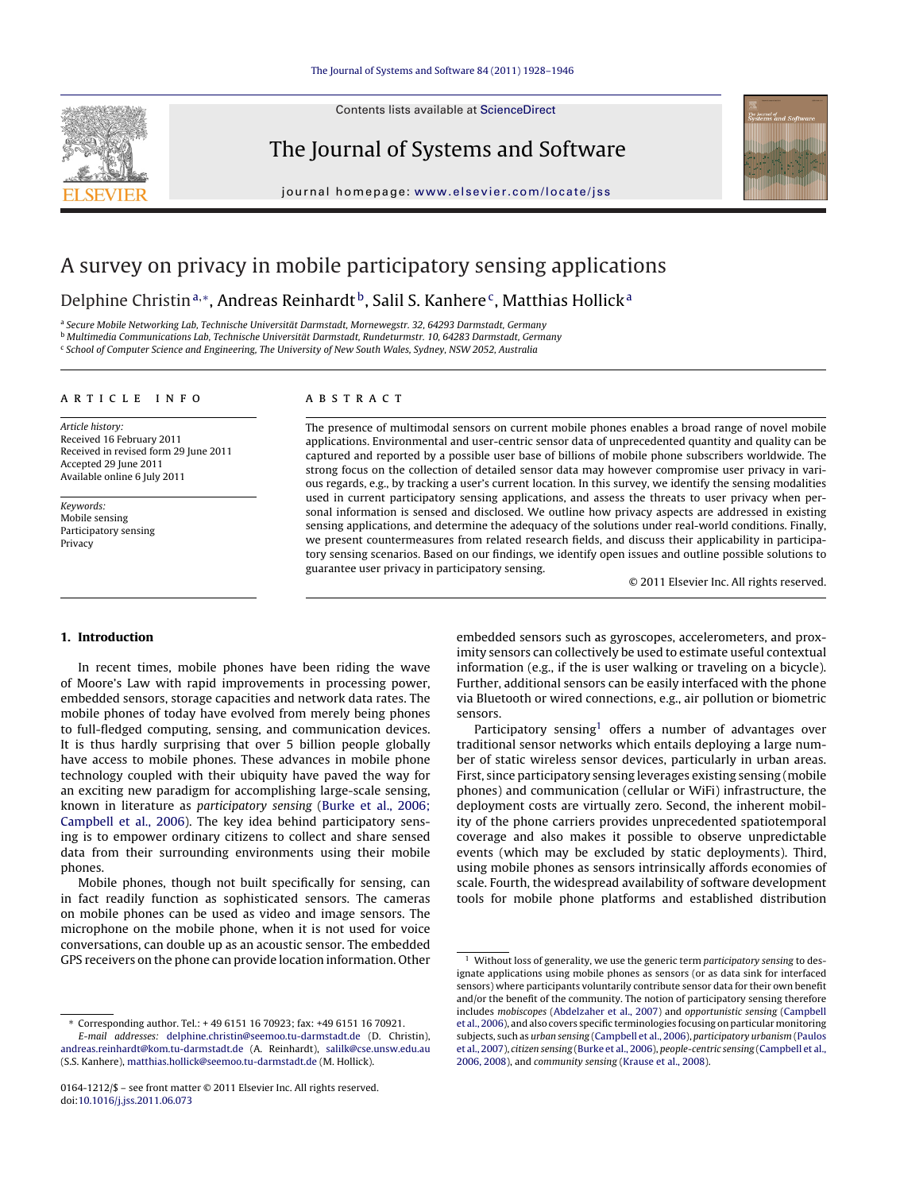# A survey on privacy in mobile participatory sensing applications

Delphine Christin[a,*], Andreas Reinhardt[b], Salil S. Kanhere[c], Matthias Hollick[a]

[a] *Secure Mobile Networking Lab, Technische Universität Darmstadt, Mornewegstr. 32, 64293 Darmstadt, Germany*
[b] *Multimedia Communications Lab, Technische Universität Darmstadt, Rundeturmstr. 10, 64283 Darmstadt, Germany*
[c] *School of Computer Science and Engineering, The University of New South Wales, Sydney, NSW 2052, Australia*

## ARTICLE INFO

*Article history:*
Received 16 February 2011
Received in revised form 29 June 2011
Accepted 29 June 2011
Available online 6 July 2011

*Keywords:*
Mobile sensing
Participatory sensing
Privacy

## ABSTRACT

The presence of multimodal sensors on current mobile phones enables a broad range of novel mobile applications. Environmental and user-centric sensor data of unprecedented quantity and quality can be captured and reported by a possible user base of billions of mobile phone subscribers worldwide. The strong focus on the collection of detailed sensor data may however compromise user privacy in various regards, e.g., by tracking a user's current location. In this survey, we identify the sensing modalities used in current participatory sensing applications, and assess the threats to user privacy when personal information is sensed and disclosed. We outline how privacy aspects are addressed in existing sensing applications, and determine the adequacy of the solutions under real-world conditions. Finally, we present countermeasures from related research fields, and discuss their applicability in participatory sensing scenarios. Based on our findings, we identify open issues and outline possible solutions to guarantee user privacy in participatory sensing.

© 2011 Elsevier Inc. All rights reserved.

## 1. Introduction

In recent times, mobile phones have been riding the wave of Moore's Law with rapid improvements in processing power, embedded sensors, storage capacities and network data rates. The mobile phones of today have evolved from merely being phones to full-fledged computing, sensing, and communication devices. It is thus hardly surprising that over 5 billion people globally have access to mobile phones. These advances in mobile phone technology coupled with their ubiquity have paved the way for an exciting new paradigm for accomplishing large-scale sensing, known in literature as *participatory sensing* (Burke et al., 2006; Campbell et al., 2006). The key idea behind participatory sensing is to empower ordinary citizens to collect and share sensed data from their surrounding environments using their mobile phones.

Mobile phones, though not built specifically for sensing, can in fact readily function as sophisticated sensors. The cameras on mobile phones can be used as video and image sensors. The microphone on the mobile phone, when it is not used for voice conversations, can double up as an acoustic sensor. The embedded GPS receivers on the phone can provide location information. Other embedded sensors such as gyroscopes, accelerometers, and proximity sensors can collectively be used to estimate useful contextual information (e.g., if the is user walking or traveling on a bicycle). Further, additional sensors can be easily interfaced with the phone via Bluetooth or wired connections, e.g., air pollution or biometric sensors.

Participatory sensing[1] offers a number of advantages over traditional sensor networks which entails deploying a large number of static wireless sensor devices, particularly in urban areas. First, since participatory sensing leverages existing sensing (mobile phones) and communication (cellular or WiFi) infrastructure, the deployment costs are virtually zero. Second, the inherent mobility of the phone carriers provides unprecedented spatiotemporal coverage and also makes it possible to observe unpredictable events (which may be excluded by static deployments). Third, using mobile phones as sensors intrinsically affords economies of scale. Fourth, the widespread availability of software development tools for mobile phone platforms and established distribution

---

\* Corresponding author. Tel.: + 49 6151 16 70923; fax: +49 6151 16 70921.
*E-mail addresses:* delphine.christin@seemoo.tu-darmstadt.de (D. Christin), andreas.reinhardt@kom.tu-darmstadt.de (A. Reinhardt), salilk@cse.unsw.edu.au (S.S. Kanhere), matthias.hollick@seemoo.tu-darmstadt.de (M. Hollick).

[1] Without loss of generality, we use the generic term *participatory sensing* to designate applications using mobile phones as sensors (or as data sink for interfaced sensors) where participants voluntarily contribute sensor data for their own benefit and/or the benefit of the community. The notion of participatory sensing therefore includes *mobiscopes* (Abdelzaher et al., 2007) and *opportunistic sensing* (Campbell et al., 2006), and also covers specific terminologies focusing on particular monitoring subjects, such as *urban sensing* (Campbell et al., 2006), *participatory urbanism* (Paulos et al., 2007), *citizen sensing* (Burke et al., 2006), *people-centric sensing* (Campbell et al., 2006, 2008), and *community sensing* (Krause et al., 2008).

0164-1212/$ – see front matter © 2011 Elsevier Inc. All rights reserved.
doi:10.1016/j.jss.2011.06.073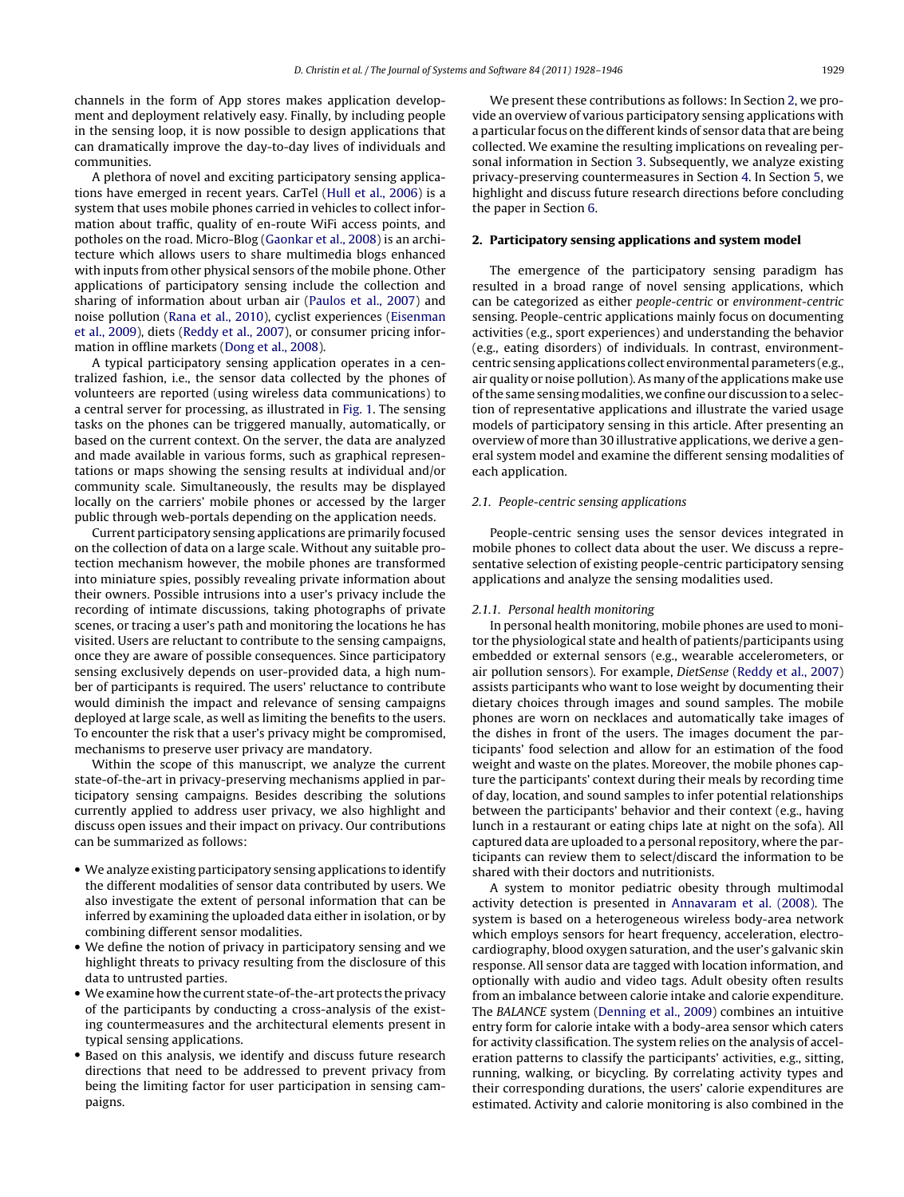channels in the form of App stores makes application development and deployment relatively easy. Finally, by including people in the sensing loop, it is now possible to design applications that can dramatically improve the day-to-day lives of individuals and communities.

A plethora of novel and exciting participatory sensing applications have emerged in recent years. CarTel (Hull et al., 2006) is a system that uses mobile phones carried in vehicles to collect information about traffic, quality of en-route WiFi access points, and potholes on the road. Micro-Blog (Gaonkar et al., 2008) is an architecture which allows users to share multimedia blogs enhanced with inputs from other physical sensors of the mobile phone. Other applications of participatory sensing include the collection and sharing of information about urban air (Paulos et al., 2007) and noise pollution (Rana et al., 2010), cyclist experiences (Eisenman et al., 2009), diets (Reddy et al., 2007), or consumer pricing information in offline markets (Dong et al., 2008).

A typical participatory sensing application operates in a centralized fashion, i.e., the sensor data collected by the phones of volunteers are reported (using wireless data communications) to a central server for processing, as illustrated in Fig. 1. The sensing tasks on the phones can be triggered manually, automatically, or based on the current context. On the server, the data are analyzed and made available in various forms, such as graphical representations or maps showing the sensing results at individual and/or community scale. Simultaneously, the results may be displayed locally on the carriers' mobile phones or accessed by the larger public through web-portals depending on the application needs.

Current participatory sensing applications are primarily focused on the collection of data on a large scale. Without any suitable protection mechanism however, the mobile phones are transformed into miniature spies, possibly revealing private information about their owners. Possible intrusions into a user's privacy include the recording of intimate discussions, taking photographs of private scenes, or tracing a user's path and monitoring the locations he has visited. Users are reluctant to contribute to the sensing campaigns, once they are aware of possible consequences. Since participatory sensing exclusively depends on user-provided data, a high number of participants is required. The users' reluctance to contribute would diminish the impact and relevance of sensing campaigns deployed at large scale, as well as limiting the benefits to the users. To encounter the risk that a user's privacy might be compromised, mechanisms to preserve user privacy are mandatory.

Within the scope of this manuscript, we analyze the current state-of-the-art in privacy-preserving mechanisms applied in participatory sensing campaigns. Besides describing the solutions currently applied to address user privacy, we also highlight and discuss open issues and their impact on privacy. Our contributions can be summarized as follows:

- We analyze existing participatory sensing applications to identify the different modalities of sensor data contributed by users. We also investigate the extent of personal information that can be inferred by examining the uploaded data either in isolation, or by combining different sensor modalities.
- We define the notion of privacy in participatory sensing and we highlight threats to privacy resulting from the disclosure of this data to untrusted parties.
- We examine how the current state-of-the-art protects the privacy of the participants by conducting a cross-analysis of the existing countermeasures and the architectural elements present in typical sensing applications.
- Based on this analysis, we identify and discuss future research directions that need to be addressed to prevent privacy from being the limiting factor for user participation in sensing campaigns.

We present these contributions as follows: In Section 2, we provide an overview of various participatory sensing applications with a particular focus on the different kinds of sensor data that are being collected. We examine the resulting implications on revealing personal information in Section 3. Subsequently, we analyze existing privacy-preserving countermeasures in Section 4. In Section 5, we highlight and discuss future research directions before concluding the paper in Section 6.

## 2. Participatory sensing applications and system model

The emergence of the participatory sensing paradigm has resulted in a broad range of novel sensing applications, which can be categorized as either *people-centric* or *environment-centric* sensing. People-centric applications mainly focus on documenting activities (e.g., sport experiences) and understanding the behavior (e.g., eating disorders) of individuals. In contrast, environment-centric sensing applications collect environmental parameters (e.g., air quality or noise pollution). As many of the applications make use of the same sensing modalities, we confine our discussion to a selection of representative applications and illustrate the varied usage models of participatory sensing in this article. After presenting an overview of more than 30 illustrative applications, we derive a general system model and examine the different sensing modalities of each application.

### 2.1. People-centric sensing applications

People-centric sensing uses the sensor devices integrated in mobile phones to collect data about the user. We discuss a representative selection of existing people-centric participatory sensing applications and analyze the sensing modalities used.

#### 2.1.1. Personal health monitoring

In personal health monitoring, mobile phones are used to monitor the physiological state and health of patients/participants using embedded or external sensors (e.g., wearable accelerometers, or air pollution sensors). For example, *DietSense* (Reddy et al., 2007) assists participants who want to lose weight by documenting their dietary choices through images and sound samples. The mobile phones are worn on necklaces and automatically take images of the dishes in front of the users. The images document the participants' food selection and allow for an estimation of the food weight and waste on the plates. Moreover, the mobile phones capture the participants' context during their meals by recording time of day, location, and sound samples to infer potential relationships between the participants' behavior and their context (e.g., having lunch in a restaurant or eating chips late at night on the sofa). All captured data are uploaded to a personal repository, where the participants can review them to select/discard the information to be shared with their doctors and nutritionists.

A system to monitor pediatric obesity through multimodal activity detection is presented in Annavaram et al. (2008). The system is based on a heterogeneous wireless body-area network which employs sensors for heart frequency, acceleration, electrocardiography, blood oxygen saturation, and the user's galvanic skin response. All sensor data are tagged with location information, and optionally with audio and video tags. Adult obesity often results from an imbalance between calorie intake and calorie expenditure. The *BALANCE* system (Denning et al., 2009) combines an intuitive entry form for calorie intake with a body-area sensor which caters for activity classification. The system relies on the analysis of acceleration patterns to classify the participants' activities, e.g., sitting, running, walking, or bicycling. By correlating activity types and their corresponding durations, the users' calorie expenditures are estimated. Activity and calorie monitoring is also combined in the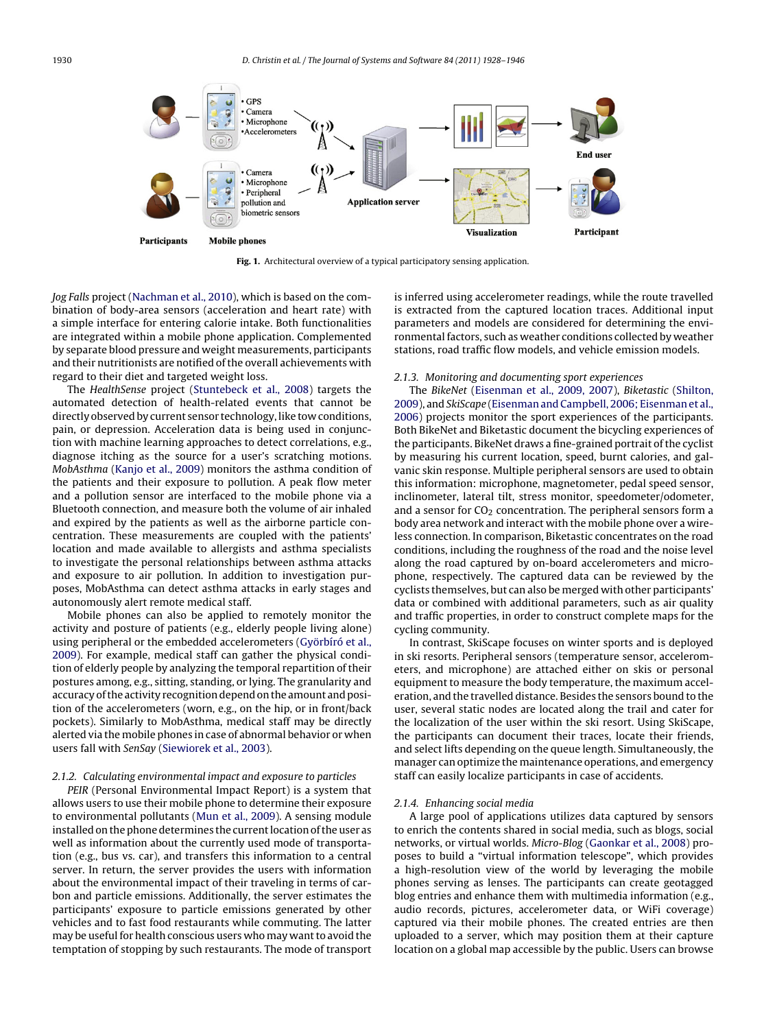GPS
Camera
Microphone
Accelerometers
Camera
Microphone
Peripheral pollution and biometric sensors
Application server
End user
Visualization
Participant
Participants
Mobile phones

**Fig. 1.** Architectural overview of a typical participatory sensing application.

*Jog Falls* project (Nachman et al., 2010), which is based on the combination of body-area sensors (acceleration and heart rate) with a simple interface for entering calorie intake. Both functionalities are integrated within a mobile phone application. Complemented by separate blood pressure and weight measurements, participants and their nutritionists are notified of the overall achievements with regard to their diet and targeted weight loss.

The *HealthSense* project (Stuntebeck et al., 2008) targets the automated detection of health-related events that cannot be directly observed by current sensor technology, like tow conditions, pain, or depression. Acceleration data is being used in conjunction with machine learning approaches to detect correlations, e.g., diagnose itching as the source for a user's scratching motions. *MobAsthma* (Kanjo et al., 2009) monitors the asthma condition of the patients and their exposure to pollution. A peak flow meter and a pollution sensor are interfaced to the mobile phone via a Bluetooth connection, and measure both the volume of air inhaled and expired by the patients as well as the airborne particle concentration. These measurements are coupled with the patients' location and made available to allergists and asthma specialists to investigate the personal relationships between asthma attacks and exposure to air pollution. In addition to investigation purposes, MobAsthma can detect asthma attacks in early stages and autonomously alert remote medical staff.

Mobile phones can also be applied to remotely monitor the activity and posture of patients (e.g., elderly people living alone) using peripheral or the embedded accelerometers (Györbíró et al., 2009). For example, medical staff can gather the physical condition of elderly people by analyzing the temporal repartition of their postures among, e.g., sitting, standing, or lying. The granularity and accuracy of the activity recognition depend on the amount and position of the accelerometers (worn, e.g., on the hip, or in front/back pockets). Similarly to MobAsthma, medical staff may be directly alerted via the mobile phones in case of abnormal behavior or when users fall with *SenSay* (Siewiorek et al., 2003).

#### 2.1.2. Calculating environmental impact and exposure to particles

*PEIR* (Personal Environmental Impact Report) is a system that allows users to use their mobile phone to determine their exposure to environmental pollutants (Mun et al., 2009). A sensing module installed on the phone determines the current location of the user as well as information about the currently used mode of transportation (e.g., bus vs. car), and transfers this information to a central server. In return, the server provides the users with information about the environmental impact of their traveling in terms of carbon and particle emissions. Additionally, the server estimates the participants' exposure to particle emissions generated by other vehicles and to fast food restaurants while commuting. The latter may be useful for health conscious users who may want to avoid the temptation of stopping by such restaurants. The mode of transport is inferred using accelerometer readings, while the route travelled is extracted from the captured location traces. Additional input parameters and models are considered for determining the environmental factors, such as weather conditions collected by weather stations, road traffic flow models, and vehicle emission models.

#### 2.1.3. Monitoring and documenting sport experiences

The *BikeNet* (Eisenman et al., 2009, 2007), *Biketastic* (Shilton, 2009), and *SkiScape* (Eisenman and Campbell, 2006; Eisenman et al., 2006) projects monitor the sport experiences of the participants. Both BikeNet and Biketastic document the bicycling experiences of the participants. BikeNet draws a fine-grained portrait of the cyclist by measuring his current location, speed, burnt calories, and galvanic skin response. Multiple peripheral sensors are used to obtain this information: microphone, magnetometer, pedal speed sensor, inclinometer, lateral tilt, stress monitor, speedometer/odometer, and a sensor for $CO_2$ concentration. The peripheral sensors form a body area network and interact with the mobile phone over a wireless connection. In comparison, Biketastic concentrates on the road conditions, including the roughness of the road and the noise level along the road captured by on-board accelerometers and microphone, respectively. The captured data can be reviewed by the cyclists themselves, but can also be merged with other participants' data or combined with additional parameters, such as air quality and traffic properties, in order to construct complete maps for the cycling community.

In contrast, SkiScape focuses on winter sports and is deployed in ski resorts. Peripheral sensors (temperature sensor, accelerometers, and microphone) are attached either on skis or personal equipment to measure the body temperature, the maximum acceleration, and the travelled distance. Besides the sensors bound to the user, several static nodes are located along the trail and cater for the localization of the user within the ski resort. Using SkiScape, the participants can document their traces, locate their friends, and select lifts depending on the queue length. Simultaneously, the manager can optimize the maintenance operations, and emergency staff can easily localize participants in case of accidents.

#### 2.1.4. Enhancing social media

A large pool of applications utilizes data captured by sensors to enrich the contents shared in social media, such as blogs, social networks, or virtual worlds. *Micro-Blog* (Gaonkar et al., 2008) proposes to build a "virtual information telescope", which provides a high-resolution view of the world by leveraging the mobile phones serving as lenses. The participants can create geotagged blog entries and enhance them with multimedia information (e.g., audio records, pictures, accelerometer data, or WiFi coverage) captured via their mobile phones. The created entries are then uploaded to a server, which may position them at their capture location on a global map accessible by the public. Users can browse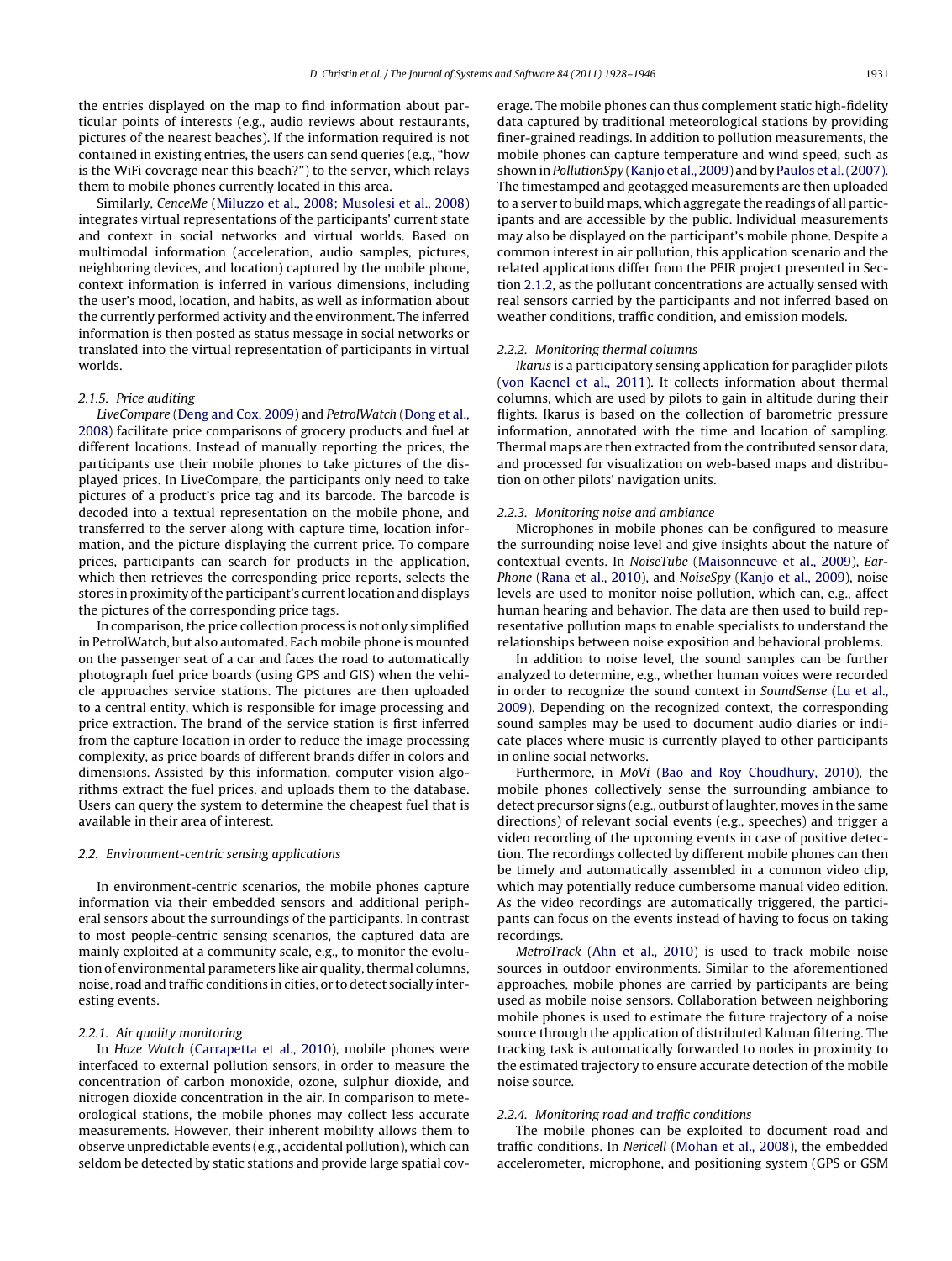the entries displayed on the map to find information about particular points of interests (e.g., audio reviews about restaurants, pictures of the nearest beaches). If the information required is not contained in existing entries, the users can send queries (e.g., "how is the WiFi coverage near this beach?") to the server, which relays them to mobile phones currently located in this area.

Similarly, *CenceMe* (Miluzzo et al., 2008; Musolesi et al., 2008) integrates virtual representations of the participants' current state and context in social networks and virtual worlds. Based on multimodal information (acceleration, audio samples, pictures, neighboring devices, and location) captured by the mobile phone, context information is inferred in various dimensions, including the user's mood, location, and habits, as well as information about the currently performed activity and the environment. The inferred information is then posted as status message in social networks or translated into the virtual representation of participants in virtual worlds.

#### 2.1.5. Price auditing

*LiveCompare* (Deng and Cox, 2009) and *PetrolWatch* (Dong et al., 2008) facilitate price comparisons of grocery products and fuel at different locations. Instead of manually reporting the prices, the participants use their mobile phones to take pictures of the displayed prices. In LiveCompare, the participants only need to take pictures of a product's price tag and its barcode. The barcode is decoded into a textual representation on the mobile phone, and transferred to the server along with capture time, location information, and the picture displaying the current price. To compare prices, participants can search for products in the application, which then retrieves the corresponding price reports, selects the stores in proximity of the participant's current location and displays the pictures of the corresponding price tags.

In comparison, the price collection process is not only simplified in PetrolWatch, but also automated. Each mobile phone is mounted on the passenger seat of a car and faces the road to automatically photograph fuel price boards (using GPS and GIS) when the vehicle approaches service stations. The pictures are then uploaded to a central entity, which is responsible for image processing and price extraction. The brand of the service station is first inferred from the capture location in order to reduce the image processing complexity, as price boards of different brands differ in colors and dimensions. Assisted by this information, computer vision algorithms extract the fuel prices, and uploads them to the database. Users can query the system to determine the cheapest fuel that is available in their area of interest.

### 2.2. Environment-centric sensing applications

In environment-centric scenarios, the mobile phones capture information via their embedded sensors and additional peripheral sensors about the surroundings of the participants. In contrast to most people-centric sensing scenarios, the captured data are mainly exploited at a community scale, e.g., to monitor the evolution of environmental parameters like air quality, thermal columns, noise, road and traffic conditions in cities, or to detect socially interesting events.

#### 2.2.1. Air quality monitoring

In *Haze Watch* (Carrapetta et al., 2010), mobile phones were interfaced to external pollution sensors, in order to measure the concentration of carbon monoxide, ozone, sulphur dioxide, and nitrogen dioxide concentration in the air. In comparison to meteorological stations, the mobile phones may collect less accurate measurements. However, their inherent mobility allows them to observe unpredictable events (e.g., accidental pollution), which can seldom be detected by static stations and provide large spatial coverage. The mobile phones can thus complement static high-fidelity data captured by traditional meteorological stations by providing finer-grained readings. In addition to pollution measurements, the mobile phones can capture temperature and wind speed, such as shown in *PollutionSpy* (Kanjo et al., 2009) and by Paulos et al. (2007). The timestamped and geotagged measurements are then uploaded to a server to build maps, which aggregate the readings of all participants and are accessible by the public. Individual measurements may also be displayed on the participant's mobile phone. Despite a common interest in air pollution, this application scenario and the related applications differ from the PEIR project presented in Section 2.1.2, as the pollutant concentrations are actually sensed with real sensors carried by the participants and not inferred based on weather conditions, traffic condition, and emission models.

#### 2.2.2. Monitoring thermal columns

*Ikarus* is a participatory sensing application for paraglider pilots (von Kaenel et al., 2011). It collects information about thermal columns, which are used by pilots to gain in altitude during their flights. Ikarus is based on the collection of barometric pressure information, annotated with the time and location of sampling. Thermal maps are then extracted from the contributed sensor data, and processed for visualization on web-based maps and distribution on other pilots' navigation units.

#### 2.2.3. Monitoring noise and ambiance

Microphones in mobile phones can be configured to measure the surrounding noise level and give insights about the nature of contextual events. In *NoiseTube* (Maisonneuve et al., 2009), *Ear-Phone* (Rana et al., 2010), and *NoiseSpy* (Kanjo et al., 2009), noise levels are used to monitor noise pollution, which can, e.g., affect human hearing and behavior. The data are then used to build representative pollution maps to enable specialists to understand the relationships between noise exposition and behavioral problems.

In addition to noise level, the sound samples can be further analyzed to determine, e.g., whether human voices were recorded in order to recognize the sound context in *SoundSense* (Lu et al., 2009). Depending on the recognized context, the corresponding sound samples may be used to document audio diaries or indicate places where music is currently played to other participants in online social networks.

Furthermore, in *MoVi* (Bao and Roy Choudhury, 2010), the mobile phones collectively sense the surrounding ambiance to detect precursor signs (e.g., outburst of laughter, moves in the same directions) of relevant social events (e.g., speeches) and trigger a video recording of the upcoming events in case of positive detection. The recordings collected by different mobile phones can then be timely and automatically assembled in a common video clip, which may potentially reduce cumbersome manual video edition. As the video recordings are automatically triggered, the participants can focus on the events instead of having to focus on taking recordings.

*MetroTrack* (Ahn et al., 2010) is used to track mobile noise sources in outdoor environments. Similar to the aforementioned approaches, mobile phones are carried by participants are being used as mobile noise sensors. Collaboration between neighboring mobile phones is used to estimate the future trajectory of a noise source through the application of distributed Kalman filtering. The tracking task is automatically forwarded to nodes in proximity to the estimated trajectory to ensure accurate detection of the mobile noise source.

#### 2.2.4. Monitoring road and traffic conditions

The mobile phones can be exploited to document road and traffic conditions. In *Nericell* (Mohan et al., 2008), the embedded accelerometer, microphone, and positioning system (GPS or GSM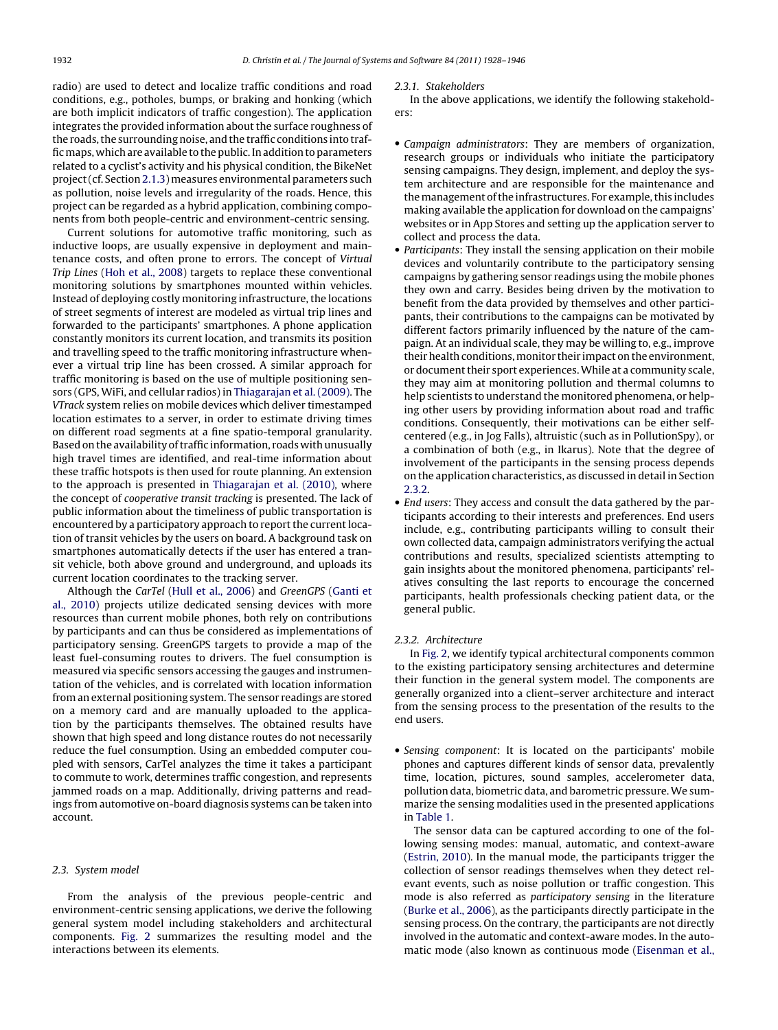radio) are used to detect and localize traffic conditions and road conditions, e.g., potholes, bumps, or braking and honking (which are both implicit indicators of traffic congestion). The application integrates the provided information about the surface roughness of the roads, the surrounding noise, and the traffic conditions into traffic maps, which are available to the public. In addition to parameters related to a cyclist's activity and his physical condition, the BikeNet project (cf. Section 2.1.3) measures environmental parameters such as pollution, noise levels and irregularity of the roads. Hence, this project can be regarded as a hybrid application, combining components from both people-centric and environment-centric sensing.

Current solutions for automotive traffic monitoring, such as inductive loops, are usually expensive in deployment and maintenance costs, and often prone to errors. The concept of *Virtual Trip Lines* (Hoh et al., 2008) targets to replace these conventional monitoring solutions by smartphones mounted within vehicles. Instead of deploying costly monitoring infrastructure, the locations of street segments of interest are modeled as virtual trip lines and forwarded to the participants' smartphones. A phone application constantly monitors its current location, and transmits its position and travelling speed to the traffic monitoring infrastructure whenever a virtual trip line has been crossed. A similar approach for traffic monitoring is based on the use of multiple positioning sensors (GPS, WiFi, and cellular radios) in Thiagarajan et al. (2009). The *VTrack* system relies on mobile devices which deliver timestamped location estimates to a server, in order to estimate driving times on different road segments at a fine spatio-temporal granularity. Based on the availability of traffic information, roads with unusually high travel times are identified, and real-time information about these traffic hotspots is then used for route planning. An extension to the approach is presented in Thiagarajan et al. (2010), where the concept of *cooperative transit tracking* is presented. The lack of public information about the timeliness of public transportation is encountered by a participatory approach to report the current location of transit vehicles by the users on board. A background task on smartphones automatically detects if the user has entered a transit vehicle, both above ground and underground, and uploads its current location coordinates to the tracking server.

Although the *CarTel* (Hull et al., 2006) and *GreenGPS* (Ganti et al., 2010) projects utilize dedicated sensing devices with more resources than current mobile phones, both rely on contributions by participants and can thus be considered as implementations of participatory sensing. GreenGPS targets to provide a map of the least fuel-consuming routes to drivers. The fuel consumption is measured via specific sensors accessing the gauges and instrumentation of the vehicles, and is correlated with location information from an external positioning system. The sensor readings are stored on a memory card and are manually uploaded to the application by the participants themselves. The obtained results have shown that high speed and long distance routes do not necessarily reduce the fuel consumption. Using an embedded computer coupled with sensors, CarTel analyzes the time it takes a participant to commute to work, determines traffic congestion, and represents jammed roads on a map. Additionally, driving patterns and readings from automotive on-board diagnosis systems can be taken into account.

### 2.3. System model

From the analysis of the previous people-centric and environment-centric sensing applications, we derive the following general system model including stakeholders and architectural components. Fig. 2 summarizes the resulting model and the interactions between its elements.

#### 2.3.1. Stakeholders

In the above applications, we identify the following stakeholders:

- *Campaign administrators*: They are members of organization, research groups or individuals who initiate the participatory sensing campaigns. They design, implement, and deploy the system architecture and are responsible for the maintenance and the management of the infrastructures. For example, this includes making available the application for download on the campaigns' websites or in App Stores and setting up the application server to collect and process the data.
- *Participants*: They install the sensing application on their mobile devices and voluntarily contribute to the participatory sensing campaigns by gathering sensor readings using the mobile phones they own and carry. Besides being driven by the motivation to benefit from the data provided by themselves and other participants, their contributions to the campaigns can be motivated by different factors primarily influenced by the nature of the campaign. At an individual scale, they may be willing to, e.g., improve their health conditions, monitor their impact on the environment, or document their sport experiences. While at a community scale, they may aim at monitoring pollution and thermal columns to help scientists to understand the monitored phenomena, or helping other users by providing information about road and traffic conditions. Consequently, their motivations can be either self-centered (e.g., in Jog Falls), altruistic (such as in PollutionSpy), or a combination of both (e.g., in Ikarus). Note that the degree of involvement of the participants in the sensing process depends on the application characteristics, as discussed in detail in Section 2.3.2.
- *End users*: They access and consult the data gathered by the participants according to their interests and preferences. End users include, e.g., contributing participants willing to consult their own collected data, campaign administrators verifying the actual contributions and results, specialized scientists attempting to gain insights about the monitored phenomena, participants' relatives consulting the last reports to encourage the concerned participants, health professionals checking patient data, or the general public.

#### 2.3.2. Architecture

In Fig. 2, we identify typical architectural components common to the existing participatory sensing architectures and determine their function in the general system model. The components are generally organized into a client–server architecture and interact from the sensing process to the presentation of the results to the end users.

- *Sensing component*: It is located on the participants' mobile phones and captures different kinds of sensor data, prevalently time, location, pictures, sound samples, accelerometer data, pollution data, biometric data, and barometric pressure. We summarize the sensing modalities used in the presented applications in Table 1.

  The sensor data can be captured according to one of the following sensing modes: manual, automatic, and context-aware (Estrin, 2010). In the manual mode, the participants trigger the collection of sensor readings themselves when they detect relevant events, such as noise pollution or traffic congestion. This mode is also referred as *participatory sensing* in the literature (Burke et al., 2006), as the participants directly participate in the sensing process. On the contrary, the participants are not directly involved in the automatic and context-aware modes. In the automatic mode (also known as continuous mode (Eisenman et al.,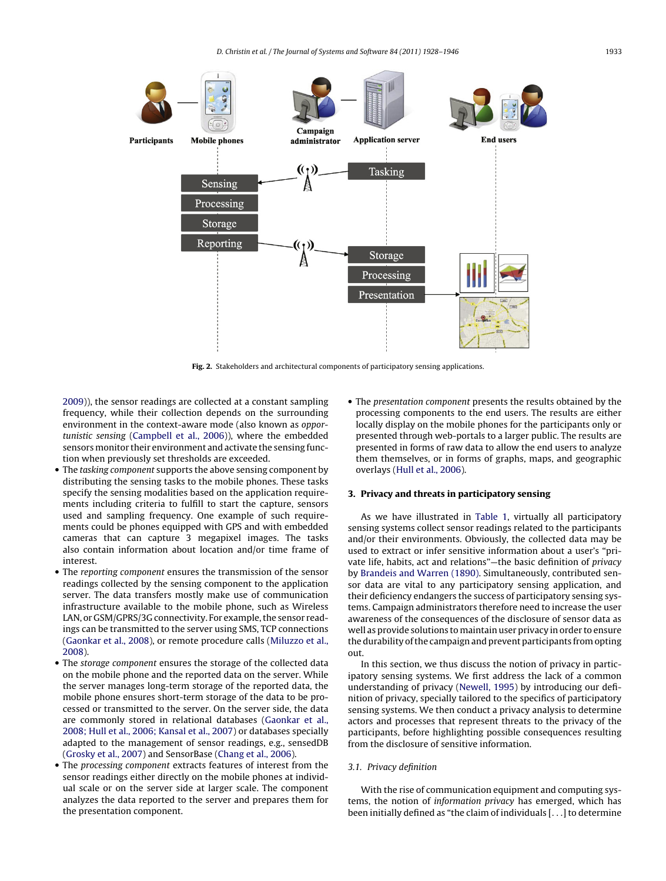Fig. 2. Stakeholders and architectural components of participatory sensing applications.

2009)), the sensor readings are collected at a constant sampling frequency, while their collection depends on the surrounding environment in the context-aware mode (also known as *opportunistic sensing* (Campbell et al., 2006)), where the embedded sensors monitor their environment and activate the sensing function when previously set thresholds are exceeded.

- The *tasking component* supports the above sensing component by distributing the sensing tasks to the mobile phones. These tasks specify the sensing modalities based on the application requirements including criteria to fulfill to start the capture, sensors used and sampling frequency. One example of such requirements could be phones equipped with GPS and with embedded cameras that can capture 3 megapixel images. The tasks also contain information about location and/or time frame of interest.
- The *reporting component* ensures the transmission of the sensor readings collected by the sensing component to the application server. The data transfers mostly make use of communication infrastructure available to the mobile phone, such as Wireless LAN, or GSM/GPRS/3G connectivity. For example, the sensor readings can be transmitted to the server using SMS, TCP connections (Gaonkar et al., 2008), or remote procedure calls (Miluzzo et al., 2008).
- The *storage component* ensures the storage of the collected data on the mobile phone and the reported data on the server. While the server manages long-term storage of the reported data, the mobile phone ensures short-term storage of the data to be processed or transmitted to the server. On the server side, the data are commonly stored in relational databases (Gaonkar et al., 2008; Hull et al., 2006; Kansal et al., 2007) or databases specially adapted to the management of sensor readings, e.g., sensedDB (Grosky et al., 2007) and SensorBase (Chang et al., 2006).
- The *processing component* extracts features of interest from the sensor readings either directly on the mobile phones at individual scale or on the server side at larger scale. The component analyzes the data reported to the server and prepares them for the presentation component.
- The *presentation component* presents the results obtained by the processing components to the end users. The results are either locally display on the mobile phones for the participants only or presented through web-portals to a larger public. The results are presented in forms of raw data to allow the end users to analyze them themselves, or in forms of graphs, maps, and geographic overlays (Hull et al., 2006).

## 3. Privacy and threats in participatory sensing

As we have illustrated in Table 1, virtually all participatory sensing systems collect sensor readings related to the participants and/or their environments. Obviously, the collected data may be used to extract or infer sensitive information about a user's "private life, habits, act and relations"—the basic definition of *privacy* by Brandeis and Warren (1890). Simultaneously, contributed sensor data are vital to any participatory sensing application, and their deficiency endangers the success of participatory sensing systems. Campaign administrators therefore need to increase the user awareness of the consequences of the disclosure of sensor data as well as provide solutions to maintain user privacy in order to ensure the durability of the campaign and prevent participants from opting out.

In this section, we thus discuss the notion of privacy in participatory sensing systems. We first address the lack of a common understanding of privacy (Newell, 1995) by introducing our definition of privacy, specially tailored to the specifics of participatory sensing systems. We then conduct a privacy analysis to determine actors and processes that represent threats to the privacy of the participants, before highlighting possible consequences resulting from the disclosure of sensitive information.

### 3.1. Privacy definition

With the rise of communication equipment and computing systems, the notion of *information privacy* has emerged, which has been initially defined as "the claim of individuals [...] to determine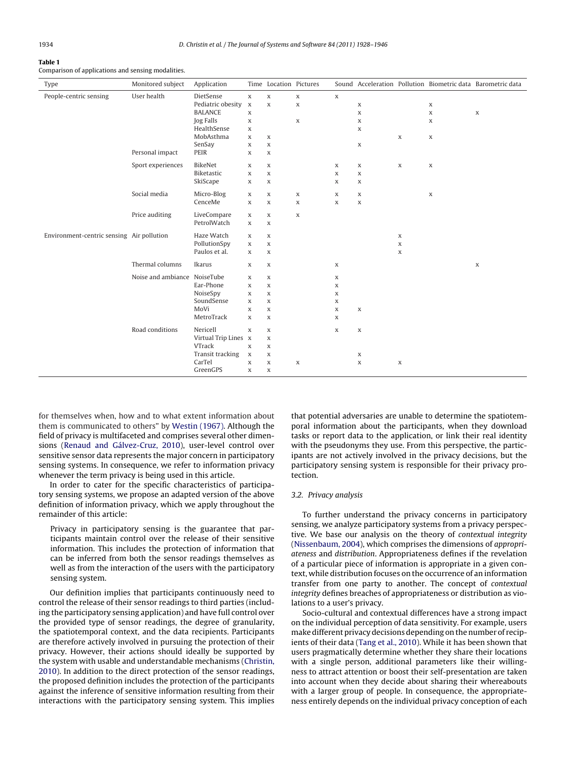**Table 1**
Comparison of applications and sensing modalities.

| Type | Monitored subject | Application | Time | Location | Pictures | Sound | Acceleration | Pollution | Biometric data | Barometric data |
|---|---|---|---|---|---|---|---|---|---|---|
| People-centric sensing | User health | DietSense | x | x | x | x | | | | |
| | | Pediatric obesity | x | x | x | | x | | x | |
| | | BALANCE | x | | | | x | | x | x |
| | | Jog Falls | x | | x | | x | | x | |
| | | HealthSense | x | | | | x | | | |
| | | MobAsthma | x | x | | | | x | x | |
| | | SenSay | x | x | | | x | | | |
| | Personal impact | PEIR | x | x | | | | | | |
| | Sport experiences | BikeNet | x | x | | x | x | x | x | |
| | | Biketastic | x | x | | x | x | | | |
| | | SkiScape | x | x | | x | x | | | |
| | Social media | Micro-Blog | x | x | x | x | x | | x | |
| | | CenceMe | x | x | x | x | x | | | |
| | Price auditing | LiveCompare | x | x | x | | | | | |
| | | PetrolWatch | x | x | | | | | | |
| Environment-centric sensing | Air pollution | Haze Watch | x | x | | | | x | | |
| | | PollutionSpy | x | x | | | | x | | |
| | | Paulos et al. | x | x | | | | x | | |
| | Thermal columns | Ikarus | x | x | | x | | | | x |
| | Noise and ambiance | NoiseTube | x | x | | x | | | | |
| | | Ear-Phone | x | x | | x | | | | |
| | | NoiseSpy | x | x | | x | | | | |
| | | SoundSense | x | x | | x | | | | |
| | | MoVi | x | x | | x | x | | | |
| | | MetroTrack | x | x | | x | | | | |
| | Road conditions | Nericell | x | x | | x | x | | | |
| | | Virtual Trip Lines | x | x | | | | | | |
| | | VTrack | x | x | | | | | | |
| | | Transit tracking | x | x | | | x | | | |
| | | CarTel | x | x | x | | x | x | | |
| | | GreenGPS | x | x | | | | | | |

for themselves when, how and to what extent information about them is communicated to others" by Westin (1967). Although the field of privacy is multifaceted and comprises several other dimensions (Renaud and Gálvez-Cruz, 2010), user-level control over sensitive sensor data represents the major concern in participatory sensing systems. In consequence, we refer to information privacy whenever the term privacy is being used in this article.

In order to cater for the specific characteristics of participatory sensing systems, we propose an adapted version of the above definition of information privacy, which we apply throughout the remainder of this article:

> Privacy in participatory sensing is the guarantee that participants maintain control over the release of their sensitive information. This includes the protection of information that can be inferred from both the sensor readings themselves as well as from the interaction of the users with the participatory sensing system.

Our definition implies that participants continuously need to control the release of their sensor readings to third parties (including the participatory sensing application) and have full control over the provided type of sensor readings, the degree of granularity, the spatiotemporal context, and the data recipients. Participants are therefore actively involved in pursuing the protection of their privacy. However, their actions should ideally be supported by the system with usable and understandable mechanisms (Christin, 2010). In addition to the direct protection of the sensor readings, the proposed definition includes the protection of the participants against the inference of sensitive information resulting from their interactions with the participatory sensing system. This implies that potential adversaries are unable to determine the spatiotemporal information about the participants, when they download tasks or report data to the application, or link their real identity with the pseudonyms they use. From this perspective, the participants are not actively involved in the privacy decisions, but the participatory sensing system is responsible for their privacy protection.

### 3.2. Privacy analysis

To further understand the privacy concerns in participatory sensing, we analyze participatory systems from a privacy perspective. We base our analysis on the theory of *contextual integrity* (Nissenbaum, 2004), which comprises the dimensions of *appropriateness* and *distribution*. Appropriateness defines if the revelation of a particular piece of information is appropriate in a given context, while distribution focuses on the occurrence of an information transfer from one party to another. The concept of *contextual integrity* defines breaches of appropriateness or distribution as violations to a user's privacy.

Socio-cultural and contextual differences have a strong impact on the individual perception of data sensitivity. For example, users make different privacy decisions depending on the number of recipients of their data (Tang et al., 2010). While it has been shown that users pragmatically determine whether they share their locations with a single person, additional parameters like their willingness to attract attention or boost their self-presentation are taken into account when they decide about sharing their whereabouts with a larger group of people. In consequence, the appropriateness entirely depends on the individual privacy conception of each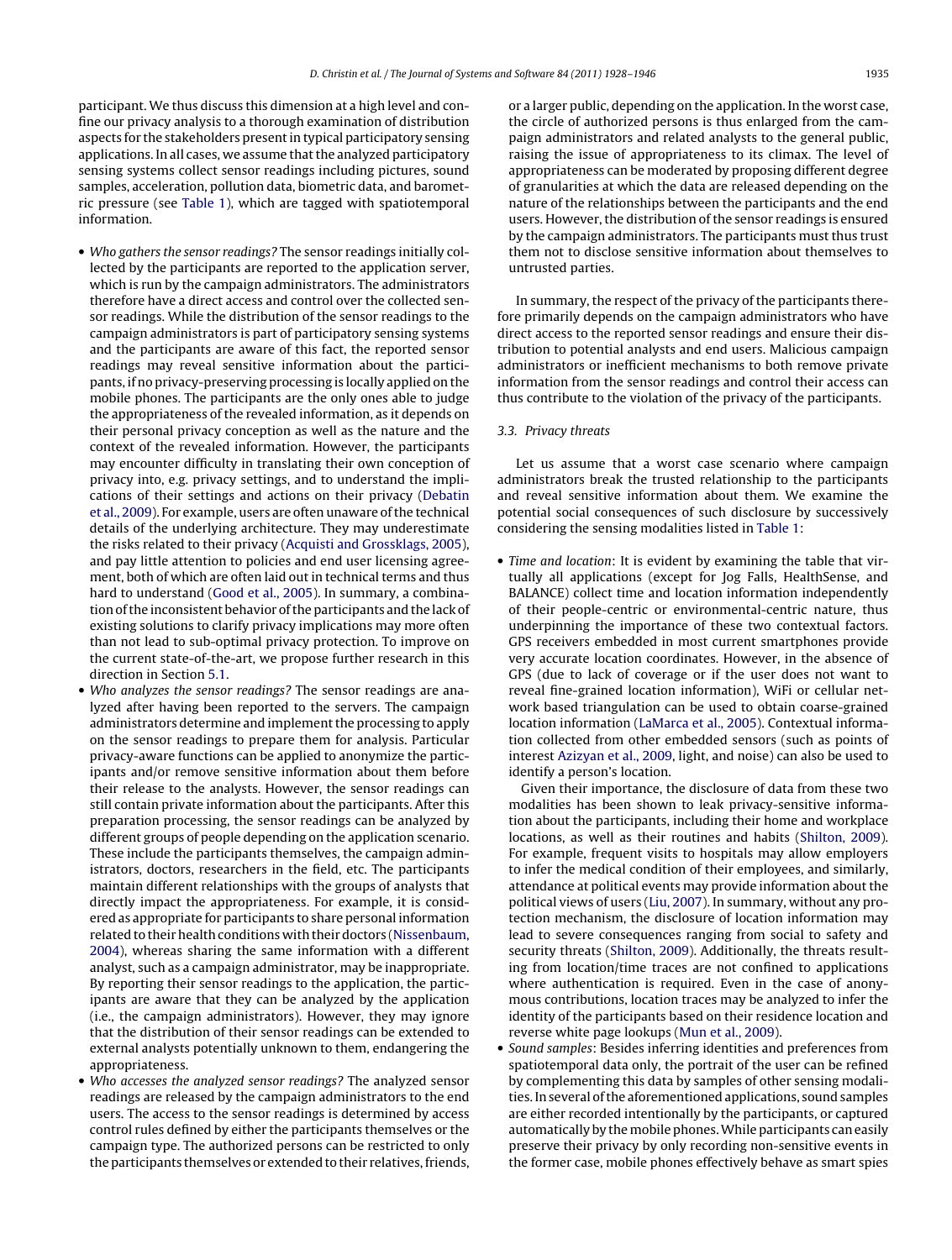participant. We thus discuss this dimension at a high level and confine our privacy analysis to a thorough examination of distribution aspects for the stakeholders present in typical participatory sensing applications. In all cases, we assume that the analyzed participatory sensing systems collect sensor readings including pictures, sound samples, acceleration, pollution data, biometric data, and barometric pressure (see Table 1), which are tagged with spatiotemporal information.

- *Who gathers the sensor readings?* The sensor readings initially collected by the participants are reported to the application server, which is run by the campaign administrators. The administrators therefore have a direct access and control over the collected sensor readings. While the distribution of the sensor readings to the campaign administrators is part of participatory sensing systems and the participants are aware of this fact, the reported sensor readings may reveal sensitive information about the participants, if no privacy-preserving processing is locally applied on the mobile phones. The participants are the only ones able to judge the appropriateness of the revealed information, as it depends on their personal privacy conception as well as the nature and the context of the revealed information. However, the participants may encounter difficulty in translating their own conception of privacy into, e.g. privacy settings, and to understand the implications of their settings and actions on their privacy (Debatin et al., 2009). For example, users are often unaware of the technical details of the underlying architecture. They may underestimate the risks related to their privacy (Acquisti and Grossklags, 2005), and pay little attention to policies and end user licensing agreement, both of which are often laid out in technical terms and thus hard to understand (Good et al., 2005). In summary, a combination of the inconsistent behavior of the participants and the lack of existing solutions to clarify privacy implications may more often than not lead to sub-optimal privacy protection. To improve on the current state-of-the-art, we propose further research in this direction in Section 5.1.
- *Who analyzes the sensor readings?* The sensor readings are analyzed after having been reported to the servers. The campaign administrators determine and implement the processing to apply on the sensor readings to prepare them for analysis. Particular privacy-aware functions can be applied to anonymize the participants and/or remove sensitive information about them before their release to the analysts. However, the sensor readings can still contain private information about the participants. After this preparation processing, the sensor readings can be analyzed by different groups of people depending on the application scenario. These include the participants themselves, the campaign administrators, doctors, researchers in the field, etc. The participants maintain different relationships with the groups of analysts that directly impact the appropriateness. For example, it is considered as appropriate for participants to share personal information related to their health conditions with their doctors (Nissenbaum, 2004), whereas sharing the same information with a different analyst, such as a campaign administrator, may be inappropriate. By reporting their sensor readings to the application, the participants are aware that they can be analyzed by the application (i.e., the campaign administrators). However, they may ignore that the distribution of their sensor readings can be extended to external analysts potentially unknown to them, endangering the appropriateness.
- *Who accesses the analyzed sensor readings?* The analyzed sensor readings are released by the campaign administrators to the end users. The access to the sensor readings is determined by access control rules defined by either the participants themselves or the campaign type. The authorized persons can be restricted to only the participants themselves or extended to their relatives, friends, or a larger public, depending on the application. In the worst case, the circle of authorized persons is thus enlarged from the campaign administrators and related analysts to the general public, raising the issue of appropriateness to its climax. The level of appropriateness can be moderated by proposing different degree of granularities at which the data are released depending on the nature of the relationships between the participants and the end users. However, the distribution of the sensor readings is ensured by the campaign administrators. The participants must thus trust them not to disclose sensitive information about themselves to untrusted parties.

In summary, the respect of the privacy of the participants therefore primarily depends on the campaign administrators who have direct access to the reported sensor readings and ensure their distribution to potential analysts and end users. Malicious campaign administrators or inefficient mechanisms to both remove private information from the sensor readings and control their access can thus contribute to the violation of the privacy of the participants.

### 3.3. Privacy threats

Let us assume that a worst case scenario where campaign administrators break the trusted relationship to the participants and reveal sensitive information about them. We examine the potential social consequences of such disclosure by successively considering the sensing modalities listed in Table 1:

- *Time and location*: It is evident by examining the table that virtually all applications (except for Jog Falls, HealthSense, and BALANCE) collect time and location information independently of their people-centric or environmental-centric nature, thus underpinning the importance of these two contextual factors. GPS receivers embedded in most current smartphones provide very accurate location coordinates. However, in the absence of GPS (due to lack of coverage or if the user does not want to reveal fine-grained location information), WiFi or cellular network based triangulation can be used to obtain coarse-grained location information (LaMarca et al., 2005). Contextual information collected from other embedded sensors (such as points of interest Azizyan et al., 2009, light, and noise) can also be used to identify a person's location.

  Given their importance, the disclosure of data from these two modalities has been shown to leak privacy-sensitive information about the participants, including their home and workplace locations, as well as their routines and habits (Shilton, 2009). For example, frequent visits to hospitals may allow employers to infer the medical condition of their employees, and similarly, attendance at political events may provide information about the political views of users (Liu, 2007). In summary, without any protection mechanism, the disclosure of location information may lead to severe consequences ranging from social to safety and security threats (Shilton, 2009). Additionally, the threats resulting from location/time traces are not confined to applications where authentication is required. Even in the case of anonymous contributions, location traces may be analyzed to infer the identity of the participants based on their residence location and reverse white page lookups (Mun et al., 2009).
- *Sound samples*: Besides inferring identities and preferences from spatiotemporal data only, the portrait of the user can be refined by complementing this data by samples of other sensing modalities. In several of the aforementioned applications, sound samples are either recorded intentionally by the participants, or captured automatically by the mobile phones. While participants can easily preserve their privacy by only recording non-sensitive events in the former case, mobile phones effectively behave as smart spies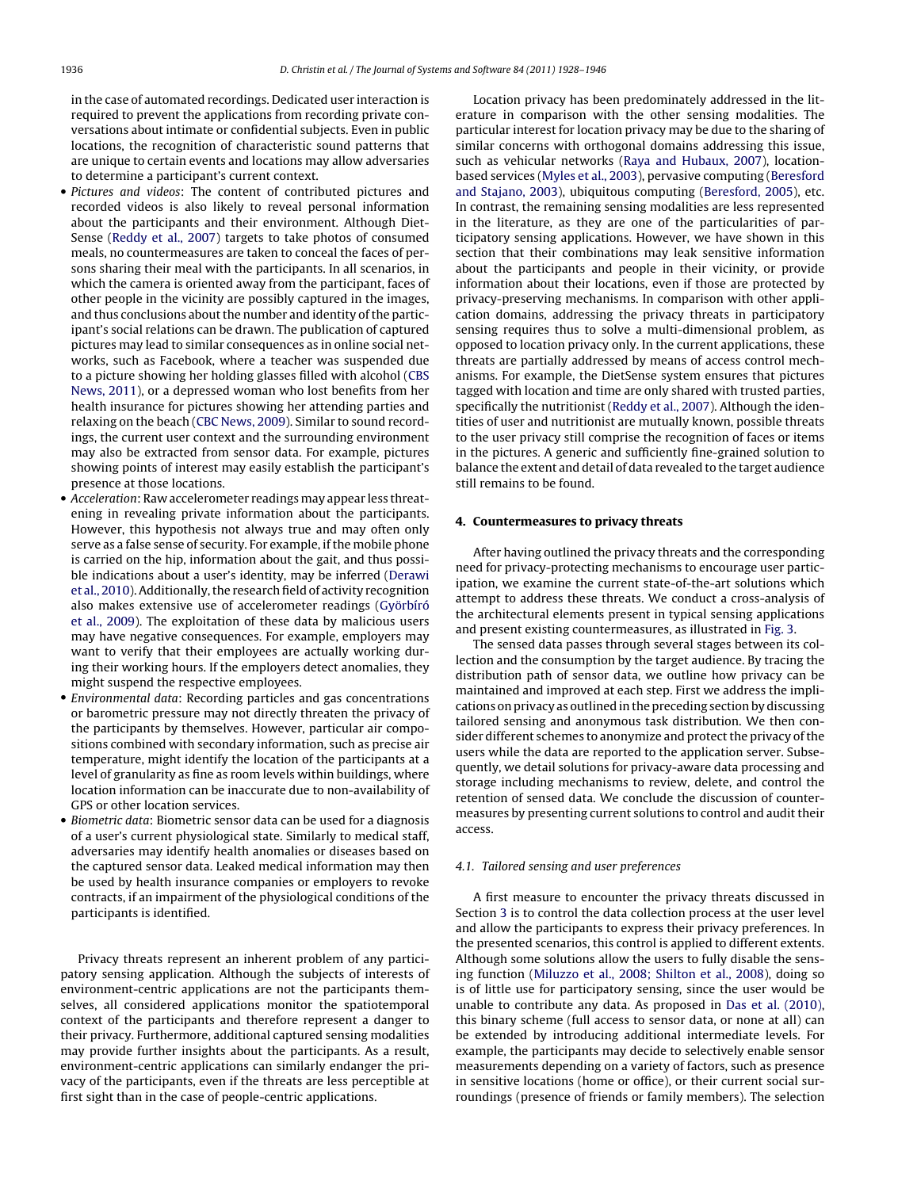in the case of automated recordings. Dedicated user interaction is required to prevent the applications from recording private conversations about intimate or confidential subjects. Even in public locations, the recognition of characteristic sound patterns that are unique to certain events and locations may allow adversaries to determine a participant's current context.

- *Pictures and videos*: The content of contributed pictures and recorded videos is also likely to reveal personal information about the participants and their environment. Although DietSense (Reddy et al., 2007) targets to take photos of consumed meals, no countermeasures are taken to conceal the faces of persons sharing their meal with the participants. In all scenarios, in which the camera is oriented away from the participant, faces of other people in the vicinity are possibly captured in the images, and thus conclusions about the number and identity of the participant's social relations can be drawn. The publication of captured pictures may lead to similar consequences as in online social networks, such as Facebook, where a teacher was suspended due to a picture showing her holding glasses filled with alcohol (CBS News, 2011), or a depressed woman who lost benefits from her health insurance for pictures showing her attending parties and relaxing on the beach (CBC News, 2009). Similar to sound recordings, the current user context and the surrounding environment may also be extracted from sensor data. For example, pictures showing points of interest may easily establish the participant's presence at those locations.
- *Acceleration*: Raw accelerometer readings may appear less threatening in revealing private information about the participants. However, this hypothesis not always true and may often only serve as a false sense of security. For example, if the mobile phone is carried on the hip, information about the gait, and thus possible indications about a user's identity, may be inferred (Derawi et al., 2010). Additionally, the research field of activity recognition also makes extensive use of accelerometer readings (Györbíró et al., 2009). The exploitation of these data by malicious users may have negative consequences. For example, employers may want to verify that their employees are actually working during their working hours. If the employers detect anomalies, they might suspend the respective employees.
- *Environmental data*: Recording particles and gas concentrations or barometric pressure may not directly threaten the privacy of the participants by themselves. However, particular air compositions combined with secondary information, such as precise air temperature, might identify the location of the participants at a level of granularity as fine as room levels within buildings, where location information can be inaccurate due to non-availability of GPS or other location services.
- *Biometric data*: Biometric sensor data can be used for a diagnosis of a user's current physiological state. Similarly to medical staff, adversaries may identify health anomalies or diseases based on the captured sensor data. Leaked medical information may then be used by health insurance companies or employers to revoke contracts, if an impairment of the physiological conditions of the participants is identified.

Privacy threats represent an inherent problem of any participatory sensing application. Although the subjects of interests of environment-centric applications are not the participants themselves, all considered applications monitor the spatiotemporal context of the participants and therefore represent a danger to their privacy. Furthermore, additional captured sensing modalities may provide further insights about the participants. As a result, environment-centric applications can similarly endanger the privacy of the participants, even if the threats are less perceptible at first sight than in the case of people-centric applications.

Location privacy has been predominately addressed in the literature in comparison with the other sensing modalities. The particular interest for location privacy may be due to the sharing of similar concerns with orthogonal domains addressing this issue, such as vehicular networks (Raya and Hubaux, 2007), location-based services (Myles et al., 2003), pervasive computing (Beresford and Stajano, 2003), ubiquitous computing (Beresford, 2005), etc. In contrast, the remaining sensing modalities are less represented in the literature, as they are one of the particularities of participatory sensing applications. However, we have shown in this section that their combinations may leak sensitive information about the participants and people in their vicinity, or provide information about their locations, even if those are protected by privacy-preserving mechanisms. In comparison with other application domains, addressing the privacy threats in participatory sensing requires thus to solve a multi-dimensional problem, as opposed to location privacy only. In the current applications, these threats are partially addressed by means of access control mechanisms. For example, the DietSense system ensures that pictures tagged with location and time are only shared with trusted parties, specifically the nutritionist (Reddy et al., 2007). Although the identities of user and nutritionist are mutually known, possible threats to the user privacy still comprise the recognition of faces or items in the pictures. A generic and sufficiently fine-grained solution to balance the extent and detail of data revealed to the target audience still remains to be found.

## 4. Countermeasures to privacy threats

After having outlined the privacy threats and the corresponding need for privacy-protecting mechanisms to encourage user participation, we examine the current state-of-the-art solutions which attempt to address these threats. We conduct a cross-analysis of the architectural elements present in typical sensing applications and present existing countermeasures, as illustrated in Fig. 3.

The sensed data passes through several stages between its collection and the consumption by the target audience. By tracing the distribution path of sensor data, we outline how privacy can be maintained and improved at each step. First we address the implications on privacy as outlined in the preceding section by discussing tailored sensing and anonymous task distribution. We then consider different schemes to anonymize and protect the privacy of the users while the data are reported to the application server. Subsequently, we detail solutions for privacy-aware data processing and storage including mechanisms to review, delete, and control the retention of sensed data. We conclude the discussion of countermeasures by presenting current solutions to control and audit their access.

### 4.1. Tailored sensing and user preferences

A first measure to encounter the privacy threats discussed in Section 3 is to control the data collection process at the user level and allow the participants to express their privacy preferences. In the presented scenarios, this control is applied to different extents. Although some solutions allow the users to fully disable the sensing function (Miluzzo et al., 2008; Shilton et al., 2008), doing so is of little use for participatory sensing, since the user would be unable to contribute any data. As proposed in Das et al. (2010), this binary scheme (full access to sensor data, or none at all) can be extended by introducing additional intermediate levels. For example, the participants may decide to selectively enable sensor measurements depending on a variety of factors, such as presence in sensitive locations (home or office), or their current social surroundings (presence of friends or family members). The selection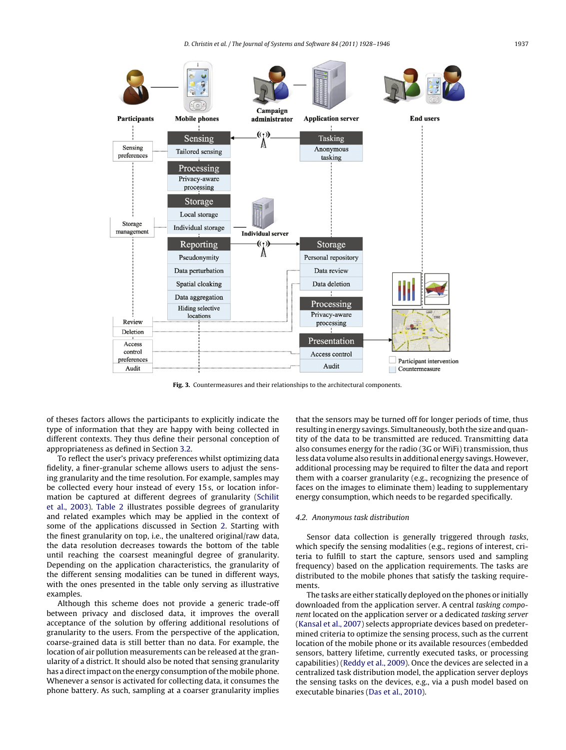Participants

Mobile phones

Campaign administrator

Application server

End users

Sensing

Tailored sensing

Sensing preferences

Tasking

Anonymous tasking

Processing

Privacy-aware processing

Storage

Local storage

Individual storage

Storage management

Individual server

Reporting

Pseudonymity

Data perturbation

Spatial cloaking

Data aggregation

Hiding selective locations

Storage

Personal repository

Data review

Data deletion

Processing

Privacy-aware processing

Presentation

Access control

Audit

Review

Deletion

Access control preferences

Audit

Participant intervention

Countermeasure

**Fig. 3.** Countermeasures and their relationships to the architectural components.

of theses factors allows the participants to explicitly indicate the type of information that they are happy with being collected in different contexts. They thus define their personal conception of appropriateness as defined in Section 3.2.

To reflect the user's privacy preferences whilst optimizing data fidelity, a finer-granular scheme allows users to adjust the sensing granularity and the time resolution. For example, samples may be collected every hour instead of every 15 s, or location information be captured at different degrees of granularity (Schilit et al., 2003). Table 2 illustrates possible degrees of granularity and related examples which may be applied in the context of some of the applications discussed in Section 2. Starting with the finest granularity on top, i.e., the unaltered original/raw data, the data resolution decreases towards the bottom of the table until reaching the coarsest meaningful degree of granularity. Depending on the application characteristics, the granularity of the different sensing modalities can be tuned in different ways, with the ones presented in the table only serving as illustrative examples.

Although this scheme does not provide a generic trade-off between privacy and disclosed data, it improves the overall acceptance of the solution by offering additional resolutions of granularity to the users. From the perspective of the application, coarse-grained data is still better than no data. For example, the location of air pollution measurements can be released at the granularity of a district. It should also be noted that sensing granularity has a direct impact on the energy consumption of the mobile phone. Whenever a sensor is activated for collecting data, it consumes the phone battery. As such, sampling at a coarser granularity implies that the sensors may be turned off for longer periods of time, thus resulting in energy savings. Simultaneously, both the size and quantity of the data to be transmitted are reduced. Transmitting data also consumes energy for the radio (3G or WiFi) transmission, thus less data volume also results in additional energy savings. However, additional processing may be required to filter the data and report them with a coarser granularity (e.g., recognizing the presence of faces on the images to eliminate them) leading to supplementary energy consumption, which needs to be regarded specifically.

### 4.2. Anonymous task distribution

Sensor data collection is generally triggered through *tasks*, which specify the sensing modalities (e.g., regions of interest, criteria to fulfill to start the capture, sensors used and sampling frequency) based on the application requirements. The tasks are distributed to the mobile phones that satisfy the tasking requirements.

The tasks are either statically deployed on the phones or initially downloaded from the application server. A central *tasking component* located on the application server or a dedicated *tasking server* (Kansal et al., 2007) selects appropriate devices based on predetermined criteria to optimize the sensing process, such as the current location of the mobile phone or its available resources (embedded sensors, battery lifetime, currently executed tasks, or processing capabilities) (Reddy et al., 2009). Once the devices are selected in a centralized task distribution model, the application server deploys the sensing tasks on the devices, e.g., via a push model based on executable binaries (Das et al., 2010).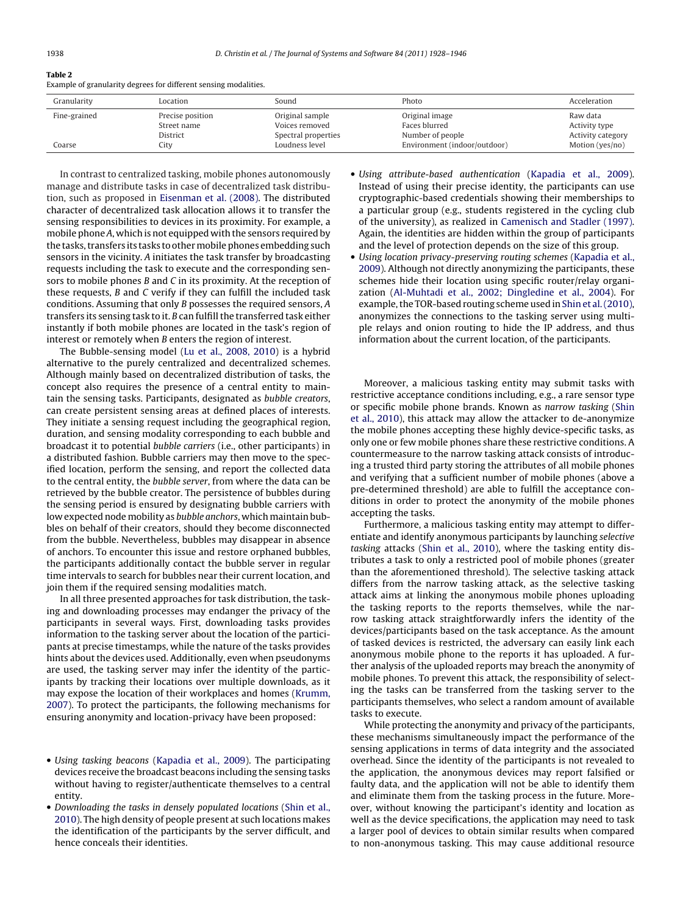**Table 2**
Example of granularity degrees for different sensing modalities.

| Granularity | Location | Sound | Photo | Acceleration |
|---|---|---|---|---|
| Fine-grained | Precise position | Original sample | Original image | Raw data |
| | Street name | Voices removed | Faces blurred | Activity type |
| | District | Spectral properties | Number of people | Activity category |
| Coarse | City | Loudness level | Environment (indoor/outdoor) | Motion (yes/no) |

In contrast to centralized tasking, mobile phones autonomously manage and distribute tasks in case of decentralized task distribution, such as proposed in Eisenman et al. (2008). The distributed character of decentralized task allocation allows it to transfer the sensing responsibilities to devices in its proximity. For example, a mobile phone *A*, which is not equipped with the sensors required by the tasks, transfers its tasks to other mobile phones embedding such sensors in the vicinity. *A* initiates the task transfer by broadcasting requests including the task to execute and the corresponding sensors to mobile phones *B* and *C* in its proximity. At the reception of these requests, *B* and *C* verify if they can fulfill the included task conditions. Assuming that only *B* possesses the required sensors, *A* transfers its sensing task to it. *B* can fulfill the transferred task either instantly if both mobile phones are located in the task's region of interest or remotely when *B* enters the region of interest.

The Bubble-sensing model (Lu et al., 2008, 2010) is a hybrid alternative to the purely centralized and decentralized schemes. Although mainly based on decentralized distribution of tasks, the concept also requires the presence of a central entity to maintain the sensing tasks. Participants, designated as *bubble creators*, can create persistent sensing areas at defined places of interests. They initiate a sensing request including the geographical region, duration, and sensing modality corresponding to each bubble and broadcast it to potential *bubble carriers* (i.e., other participants) in a distributed fashion. Bubble carriers may then move to the specified location, perform the sensing, and report the collected data to the central entity, the *bubble server*, from where the data can be retrieved by the bubble creator. The persistence of bubbles during the sensing period is ensured by designating bubble carriers with low expected node mobility as *bubble anchors*, which maintain bubbles on behalf of their creators, should they become disconnected from the bubble. Nevertheless, bubbles may disappear in absence of anchors. To encounter this issue and restore orphaned bubbles, the participants additionally contact the bubble server in regular time intervals to search for bubbles near their current location, and join them if the required sensing modalities match.

In all three presented approaches for task distribution, the tasking and downloading processes may endanger the privacy of the participants in several ways. First, downloading tasks provides information to the tasking server about the location of the participants at precise timestamps, while the nature of the tasks provides hints about the devices used. Additionally, even when pseudonyms are used, the tasking server may infer the identity of the participants by tracking their locations over multiple downloads, as it may expose the location of their workplaces and homes (Krumm, 2007). To protect the participants, the following mechanisms for ensuring anonymity and location-privacy have been proposed:

- *Using tasking beacons* (Kapadia et al., 2009). The participating devices receive the broadcast beacons including the sensing tasks without having to register/authenticate themselves to a central entity.
- *Downloading the tasks in densely populated locations* (Shin et al., 2010). The high density of people present at such locations makes the identification of the participants by the server difficult, and hence conceals their identities.
- *Using attribute-based authentication* (Kapadia et al., 2009). Instead of using their precise identity, the participants can use cryptographic-based credentials showing their memberships to a particular group (e.g., students registered in the cycling club of the university), as realized in Camenisch and Stadler (1997). Again, the identities are hidden within the group of participants and the level of protection depends on the size of this group.
- *Using location privacy-preserving routing schemes* (Kapadia et al., 2009). Although not directly anonymizing the participants, these schemes hide their location using specific router/relay organization (Al-Muhtadi et al., 2002; Dingledine et al., 2004). For example, the TOR-based routing scheme used in Shin et al. (2010), anonymizes the connections to the tasking server using multiple relays and onion routing to hide the IP address, and thus information about the current location, of the participants.

Moreover, a malicious tasking entity may submit tasks with restrictive acceptance conditions including, e.g., a rare sensor type or specific mobile phone brands. Known as *narrow tasking* (Shin et al., 2010), this attack may allow the attacker to de-anonymize the mobile phones accepting these highly device-specific tasks, as only one or few mobile phones share these restrictive conditions. A countermeasure to the narrow tasking attack consists of introducing a trusted third party storing the attributes of all mobile phones and verifying that a sufficient number of mobile phones (above a pre-determined threshold) are able to fulfill the acceptance conditions in order to protect the anonymity of the mobile phones accepting the tasks.

Furthermore, a malicious tasking entity may attempt to differentiate and identify anonymous participants by launching *selective tasking* attacks (Shin et al., 2010), where the tasking entity distributes a task to only a restricted pool of mobile phones (greater than the aforementioned threshold). The selective tasking attack differs from the narrow tasking attack, as the selective tasking attack aims at linking the anonymous mobile phones uploading the tasking reports to the reports themselves, while the narrow tasking attack straightforwardly infers the identity of the devices/participants based on the task acceptance. As the amount of tasked devices is restricted, the adversary can easily link each anonymous mobile phone to the reports it has uploaded. A further analysis of the uploaded reports may breach the anonymity of mobile phones. To prevent this attack, the responsibility of selecting the tasks can be transferred from the tasking server to the participants themselves, who select a random amount of available tasks to execute.

While protecting the anonymity and privacy of the participants, these mechanisms simultaneously impact the performance of the sensing applications in terms of data integrity and the associated overhead. Since the identity of the participants is not revealed to the application, the anonymous devices may report falsified or faulty data, and the application will not be able to identify them and eliminate them from the tasking process in the future. Moreover, without knowing the participant's identity and location as well as the device specifications, the application may need to task a larger pool of devices to obtain similar results when compared to non-anonymous tasking. This may cause additional resource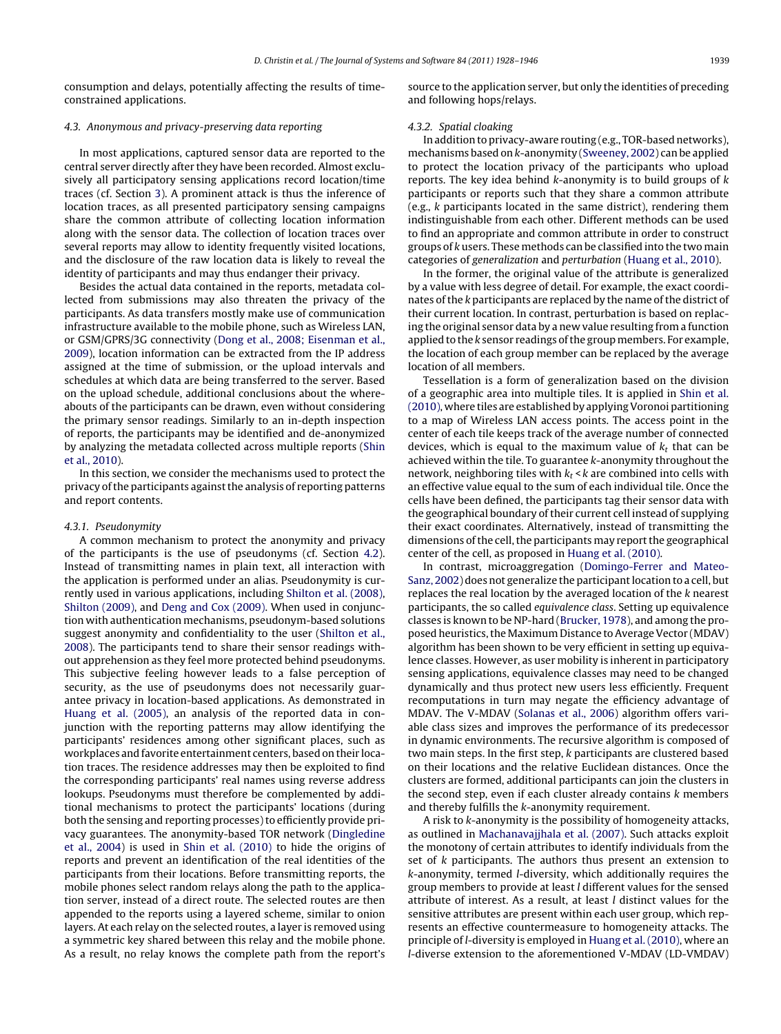consumption and delays, potentially affecting the results of time-constrained applications.

### 4.3. Anonymous and privacy-preserving data reporting

In most applications, captured sensor data are reported to the central server directly after they have been recorded. Almost exclusively all participatory sensing applications record location/time traces (cf. Section 3). A prominent attack is thus the inference of location traces, as all presented participatory sensing campaigns share the common attribute of collecting location information along with the sensor data. The collection of location traces over several reports may allow to identity frequently visited locations, and the disclosure of the raw location data is likely to reveal the identity of participants and may thus endanger their privacy.

Besides the actual data contained in the reports, metadata collected from submissions may also threaten the privacy of the participants. As data transfers mostly make use of communication infrastructure available to the mobile phone, such as Wireless LAN, or GSM/GPRS/3G connectivity (Dong et al., 2008; Eisenman et al., 2009), location information can be extracted from the IP address assigned at the time of submission, or the upload intervals and schedules at which data are being transferred to the server. Based on the upload schedule, additional conclusions about the whereabouts of the participants can be drawn, even without considering the primary sensor readings. Similarly to an in-depth inspection of reports, the participants may be identified and de-anonymized by analyzing the metadata collected across multiple reports (Shin et al., 2010).

In this section, we consider the mechanisms used to protect the privacy of the participants against the analysis of reporting patterns and report contents.

#### 4.3.1. Pseudonymity

A common mechanism to protect the anonymity and privacy of the participants is the use of pseudonyms (cf. Section 4.2). Instead of transmitting names in plain text, all interaction with the application is performed under an alias. Pseudonymity is currently used in various applications, including Shilton et al. (2008), Shilton (2009), and Deng and Cox (2009). When used in conjunction with authentication mechanisms, pseudonym-based solutions suggest anonymity and confidentiality to the user (Shilton et al., 2008). The participants tend to share their sensor readings without apprehension as they feel more protected behind pseudonyms. This subjective feeling however leads to a false perception of security, as the use of pseudonyms does not necessarily guarantee privacy in location-based applications. As demonstrated in Huang et al. (2005), an analysis of the reported data in conjunction with the reporting patterns may allow identifying the participants' residences among other significant places, such as workplaces and favorite entertainment centers, based on their location traces. The residence addresses may then be exploited to find the corresponding participants' real names using reverse address lookups. Pseudonyms must therefore be complemented by additional mechanisms to protect the participants' locations (during both the sensing and reporting processes) to efficiently provide privacy guarantees. The anonymity-based TOR network (Dingledine et al., 2004) is used in Shin et al. (2010) to hide the origins of reports and prevent an identification of the real identities of the participants from their locations. Before transmitting reports, the mobile phones select random relays along the path to the application server, instead of a direct route. The selected routes are then appended to the reports using a layered scheme, similar to onion layers. At each relay on the selected routes, a layer is removed using a symmetric key shared between this relay and the mobile phone. As a result, no relay knows the complete path from the report's source to the application server, but only the identities of preceding and following hops/relays.

#### 4.3.2. Spatial cloaking

In addition to privacy-aware routing (e.g., TOR-based networks), mechanisms based on $k$-anonymity (Sweeney, 2002) can be applied to protect the location privacy of the participants who upload reports. The key idea behind $k$-anonymity is to build groups of $k$ participants or reports such that they share a common attribute (e.g., $k$ participants located in the same district), rendering them indistinguishable from each other. Different methods can be used to find an appropriate and common attribute in order to construct groups of $k$ users. These methods can be classified into the two main categories of *generalization* and *perturbation* (Huang et al., 2010).

In the former, the original value of the attribute is generalized by a value with less degree of detail. For example, the exact coordinates of the $k$ participants are replaced by the name of the district of their current location. In contrast, perturbation is based on replacing the original sensor data by a new value resulting from a function applied to the $k$ sensor readings of the group members. For example, the location of each group member can be replaced by the average location of all members.

Tessellation is a form of generalization based on the division of a geographic area into multiple tiles. It is applied in Shin et al. (2010), where tiles are established by applying Voronoi partitioning to a map of Wireless LAN access points. The access point in the center of each tile keeps track of the average number of connected devices, which is equal to the maximum value of $k_t$ that can be achieved within the tile. To guarantee $k$-anonymity throughout the network, neighboring tiles with $k_t < k$ are combined into cells with an effective value equal to the sum of each individual tile. Once the cells have been defined, the participants tag their sensor data with the geographical boundary of their current cell instead of supplying their exact coordinates. Alternatively, instead of transmitting the dimensions of the cell, the participants may report the geographical center of the cell, as proposed in Huang et al. (2010).

In contrast, microaggregation (Domingo-Ferrer and Mateo-Sanz, 2002) does not generalize the participant location to a cell, but replaces the real location by the averaged location of the $k$ nearest participants, the so called *equivalence class*. Setting up equivalence classes is known to be NP-hard (Brucker, 1978), and among the proposed heuristics, the Maximum Distance to Average Vector (MDAV) algorithm has been shown to be very efficient in setting up equivalence classes. However, as user mobility is inherent in participatory sensing applications, equivalence classes may need to be changed dynamically and thus protect new users less efficiently. Frequent recomputations in turn may negate the efficiency advantage of MDAV. The V-MDAV (Solanas et al., 2006) algorithm offers variable class sizes and improves the performance of its predecessor in dynamic environments. The recursive algorithm is composed of two main steps. In the first step, $k$ participants are clustered based on their locations and the relative Euclidean distances. Once the clusters are formed, additional participants can join the clusters in the second step, even if each cluster already contains $k$ members and thereby fulfills the $k$-anonymity requirement.

A risk to $k$-anonymity is the possibility of homogeneity attacks, as outlined in Machanavajjhala et al. (2007). Such attacks exploit the monotony of certain attributes to identify individuals from the set of $k$ participants. The authors thus present an extension to $k$-anonymity, termed $l$-diversity, which additionally requires the group members to provide at least $l$ different values for the sensed attribute of interest. As a result, at least $l$ distinct values for the sensitive attributes are present within each user group, which represents an effective countermeasure to homogeneity attacks. The principle of $l$-diversity is employed in Huang et al. (2010), where an $l$-diverse extension to the aforementioned V-MDAV (LD-VMDAV)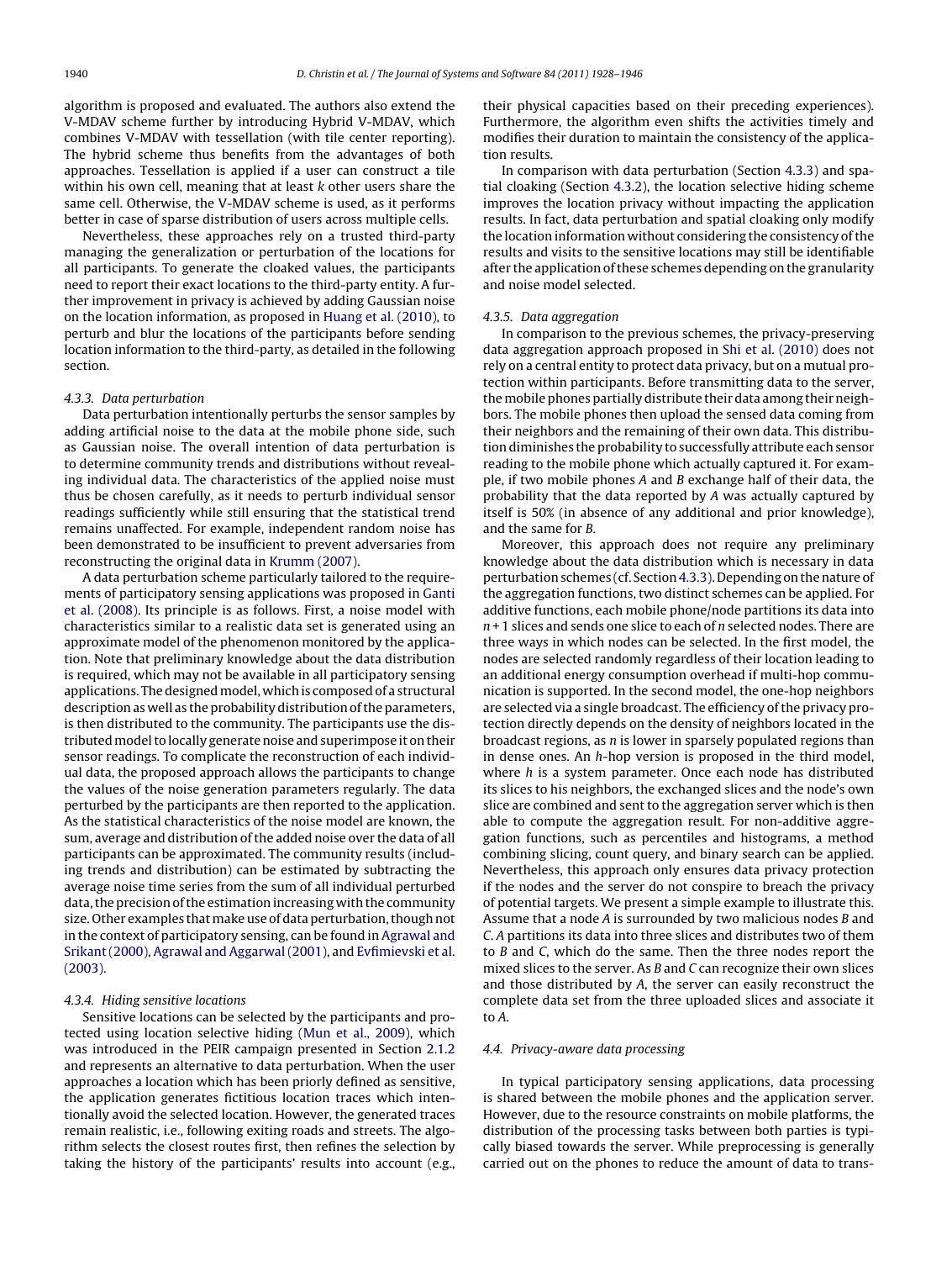algorithm is proposed and evaluated. The authors also extend the V-MDAV scheme further by introducing Hybrid V-MDAV, which combines V-MDAV with tessellation (with tile center reporting). The hybrid scheme thus benefits from the advantages of both approaches. Tessellation is applied if a user can construct a tile within his own cell, meaning that at least $k$ other users share the same cell. Otherwise, the V-MDAV scheme is used, as it performs better in case of sparse distribution of users across multiple cells.

Nevertheless, these approaches rely on a trusted third-party managing the generalization or perturbation of the locations for all participants. To generate the cloaked values, the participants need to report their exact locations to the third-party entity. A further improvement in privacy is achieved by adding Gaussian noise on the location information, as proposed in Huang et al. (2010), to perturb and blur the locations of the participants before sending location information to the third-party, as detailed in the following section.

#### 4.3.3. Data perturbation

Data perturbation intentionally perturbs the sensor samples by adding artificial noise to the data at the mobile phone side, such as Gaussian noise. The overall intention of data perturbation is to determine community trends and distributions without revealing individual data. The characteristics of the applied noise must thus be chosen carefully, as it needs to perturb individual sensor readings sufficiently while still ensuring that the statistical trend remains unaffected. For example, independent random noise has been demonstrated to be insufficient to prevent adversaries from reconstructing the original data in Krumm (2007).

A data perturbation scheme particularly tailored to the requirements of participatory sensing applications was proposed in Ganti et al. (2008). Its principle is as follows. First, a noise model with characteristics similar to a realistic data set is generated using an approximate model of the phenomenon monitored by the application. Note that preliminary knowledge about the data distribution is required, which may not be available in all participatory sensing applications. The designed model, which is composed of a structural description as well as the probability distribution of the parameters, is then distributed to the community. The participants use the distributed model to locally generate noise and superimpose it on their sensor readings. To complicate the reconstruction of each individual data, the proposed approach allows the participants to change the values of the noise generation parameters regularly. The data perturbed by the participants are then reported to the application. As the statistical characteristics of the noise model are known, the sum, average and distribution of the added noise over the data of all participants can be approximated. The community results (including trends and distribution) can be estimated by subtracting the average noise time series from the sum of all individual perturbed data, the precision of the estimation increasing with the community size. Other examples that make use of data perturbation, though not in the context of participatory sensing, can be found in Agrawal and Srikant (2000), Agrawal and Aggarwal (2001), and Evfimievski et al. (2003).

#### 4.3.4. Hiding sensitive locations

Sensitive locations can be selected by the participants and protected using location selective hiding (Mun et al., 2009), which was introduced in the PEIR campaign presented in Section 2.1.2 and represents an alternative to data perturbation. When the user approaches a location which has been priorly defined as sensitive, the application generates fictitious location traces which intentionally avoid the selected location. However, the generated traces remain realistic, i.e., following exiting roads and streets. The algorithm selects the closest routes first, then refines the selection by taking the history of the participants' results into account (e.g., their physical capacities based on their preceding experiences). Furthermore, the algorithm even shifts the activities timely and modifies their duration to maintain the consistency of the application results.

In comparison with data perturbation (Section 4.3.3) and spatial cloaking (Section 4.3.2), the location selective hiding scheme improves the location privacy without impacting the application results. In fact, data perturbation and spatial cloaking only modify the location information without considering the consistency of the results and visits to the sensitive locations may still be identifiable after the application of these schemes depending on the granularity and noise model selected.

#### 4.3.5. Data aggregation

In comparison to the previous schemes, the privacy-preserving data aggregation approach proposed in Shi et al. (2010) does not rely on a central entity to protect data privacy, but on a mutual protection within participants. Before transmitting data to the server, the mobile phones partially distribute their data among their neighbors. The mobile phones then upload the sensed data coming from their neighbors and the remaining of their own data. This distribution diminishes the probability to successfully attribute each sensor reading to the mobile phone which actually captured it. For example, if two mobile phones $A$ and $B$ exchange half of their data, the probability that the data reported by $A$ was actually captured by itself is 50% (in absence of any additional and prior knowledge), and the same for $B$.

Moreover, this approach does not require any preliminary knowledge about the data distribution which is necessary in data perturbation schemes (cf. Section 4.3.3). Depending on the nature of the aggregation functions, two distinct schemes can be applied. For additive functions, each mobile phone/node partitions its data into $n+1$ slices and sends one slice to each of $n$ selected nodes. There are three ways in which nodes can be selected. In the first model, the nodes are selected randomly regardless of their location leading to an additional energy consumption overhead if multi-hop communication is supported. In the second model, the one-hop neighbors are selected via a single broadcast. The efficiency of the privacy protection directly depends on the density of neighbors located in the broadcast regions, as $n$ is lower in sparsely populated regions than in dense ones. An $h$-hop version is proposed in the third model, where $h$ is a system parameter. Once each node has distributed its slices to his neighbors, the exchanged slices and the node's own slice are combined and sent to the aggregation server which is then able to compute the aggregation result. For non-additive aggregation functions, such as percentiles and histograms, a method combining slicing, count query, and binary search can be applied. Nevertheless, this approach only ensures data privacy protection if the nodes and the server do not conspire to breach the privacy of potential targets. We present a simple example to illustrate this. Assume that a node $A$ is surrounded by two malicious nodes $B$ and $C$. $A$ partitions its data into three slices and distributes two of them to $B$ and $C$, which do the same. Then the three nodes report the mixed slices to the server. As $B$ and $C$ can recognize their own slices and those distributed by $A$, the server can easily reconstruct the complete data set from the three uploaded slices and associate it to $A$.

### 4.4. Privacy-aware data processing

In typical participatory sensing applications, data processing is shared between the mobile phones and the application server. However, due to the resource constraints on mobile platforms, the distribution of the processing tasks between both parties is typically biased towards the server. While preprocessing is generally carried out on the phones to reduce the amount of data to trans-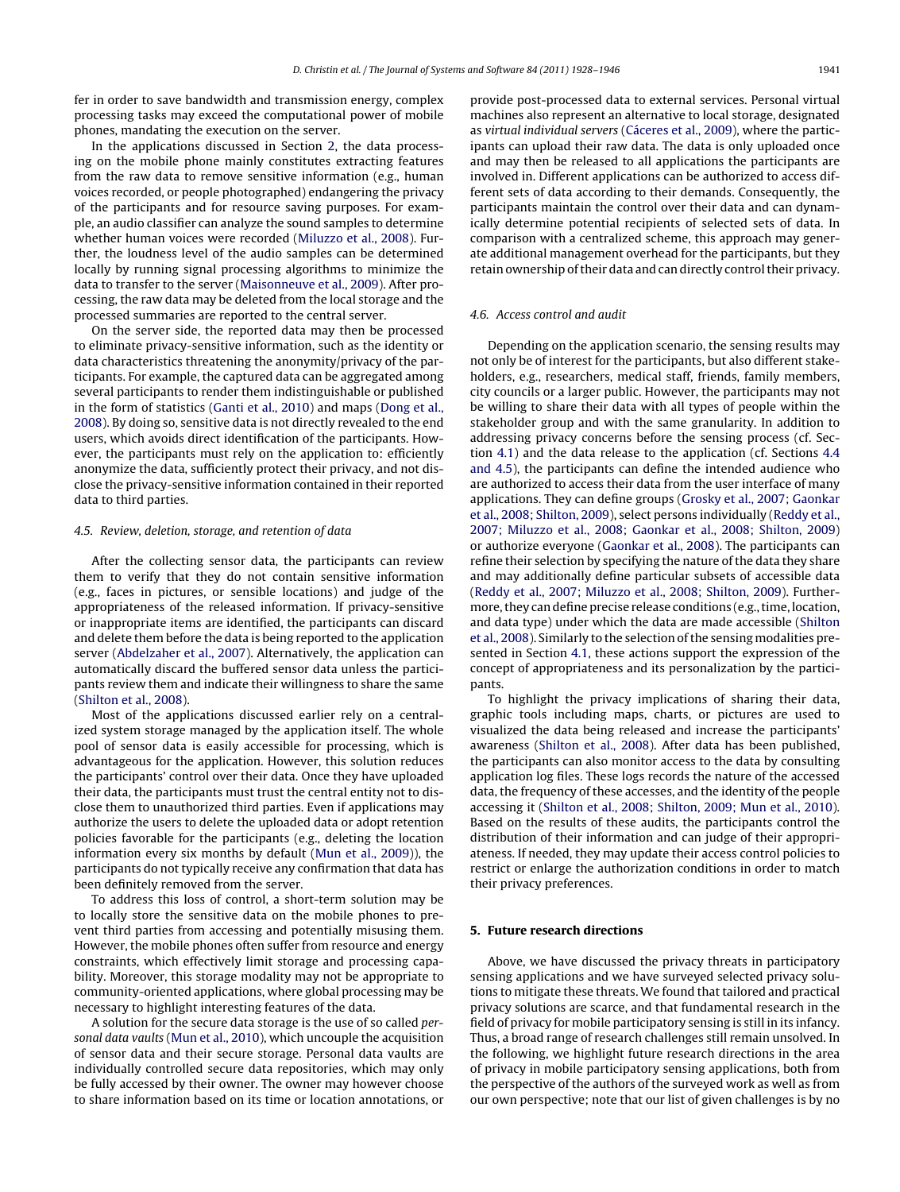fer in order to save bandwidth and transmission energy, complex processing tasks may exceed the computational power of mobile phones, mandating the execution on the server.

In the applications discussed in Section 2, the data processing on the mobile phone mainly constitutes extracting features from the raw data to remove sensitive information (e.g., human voices recorded, or people photographed) endangering the privacy of the participants and for resource saving purposes. For example, an audio classifier can analyze the sound samples to determine whether human voices were recorded (Miluzzo et al., 2008). Further, the loudness level of the audio samples can be determined locally by running signal processing algorithms to minimize the data to transfer to the server (Maisonneuve et al., 2009). After processing, the raw data may be deleted from the local storage and the processed summaries are reported to the central server.

On the server side, the reported data may then be processed to eliminate privacy-sensitive information, such as the identity or data characteristics threatening the anonymity/privacy of the participants. For example, the captured data can be aggregated among several participants to render them indistinguishable or published in the form of statistics (Ganti et al., 2010) and maps (Dong et al., 2008). By doing so, sensitive data is not directly revealed to the end users, which avoids direct identification of the participants. However, the participants must rely on the application to: efficiently anonymize the data, sufficiently protect their privacy, and not disclose the privacy-sensitive information contained in their reported data to third parties.

### 4.5. Review, deletion, storage, and retention of data

After the collecting sensor data, the participants can review them to verify that they do not contain sensitive information (e.g., faces in pictures, or sensible locations) and judge of the appropriateness of the released information. If privacy-sensitive or inappropriate items are identified, the participants can discard and delete them before the data is being reported to the application server (Abdelzaher et al., 2007). Alternatively, the application can automatically discard the buffered sensor data unless the participants review them and indicate their willingness to share the same (Shilton et al., 2008).

Most of the applications discussed earlier rely on a centralized system storage managed by the application itself. The whole pool of sensor data is easily accessible for processing, which is advantageous for the application. However, this solution reduces the participants' control over their data. Once they have uploaded their data, the participants must trust the central entity not to disclose them to unauthorized third parties. Even if applications may authorize the users to delete the uploaded data or adopt retention policies favorable for the participants (e.g., deleting the location information every six months by default (Mun et al., 2009)), the participants do not typically receive any confirmation that data has been definitely removed from the server.

To address this loss of control, a short-term solution may be to locally store the sensitive data on the mobile phones to prevent third parties from accessing and potentially misusing them. However, the mobile phones often suffer from resource and energy constraints, which effectively limit storage and processing capability. Moreover, this storage modality may not be appropriate to community-oriented applications, where global processing may be necessary to highlight interesting features of the data.

A solution for the secure data storage is the use of so called *personal data vaults* (Mun et al., 2010), which uncouple the acquisition of sensor data and their secure storage. Personal data vaults are individually controlled secure data repositories, which may only be fully accessed by their owner. The owner may however choose to share information based on its time or location annotations, or provide post-processed data to external services. Personal virtual machines also represent an alternative to local storage, designated as *virtual individual servers* (Cáceres et al., 2009), where the participants can upload their raw data. The data is only uploaded once and may then be released to all applications the participants are involved in. Different applications can be authorized to access different sets of data according to their demands. Consequently, the participants maintain the control over their data and can dynamically determine potential recipients of selected sets of data. In comparison with a centralized scheme, this approach may generate additional management overhead for the participants, but they retain ownership of their data and can directly control their privacy.

### 4.6. Access control and audit

Depending on the application scenario, the sensing results may not only be of interest for the participants, but also different stakeholders, e.g., researchers, medical staff, friends, family members, city councils or a larger public. However, the participants may not be willing to share their data with all types of people within the stakeholder group and with the same granularity. In addition to addressing privacy concerns before the sensing process (cf. Section 4.1) and the data release to the application (cf. Sections 4.4 and 4.5), the participants can define the intended audience who are authorized to access their data from the user interface of many applications. They can define groups (Grosky et al., 2007; Gaonkar et al., 2008; Shilton, 2009), select persons individually (Reddy et al., 2007; Miluzzo et al., 2008; Gaonkar et al., 2008; Shilton, 2009) or authorize everyone (Gaonkar et al., 2008). The participants can refine their selection by specifying the nature of the data they share and may additionally define particular subsets of accessible data (Reddy et al., 2007; Miluzzo et al., 2008; Shilton, 2009). Furthermore, they can define precise release conditions (e.g., time, location, and data type) under which the data are made accessible (Shilton et al., 2008). Similarly to the selection of the sensing modalities presented in Section 4.1, these actions support the expression of the concept of appropriateness and its personalization by the participants.

To highlight the privacy implications of sharing their data, graphic tools including maps, charts, or pictures are used to visualized the data being released and increase the participants' awareness (Shilton et al., 2008). After data has been published, the participants can also monitor access to the data by consulting application log files. These logs records the nature of the accessed data, the frequency of these accesses, and the identity of the people accessing it (Shilton et al., 2008; Shilton, 2009; Mun et al., 2010). Based on the results of these audits, the participants control the distribution of their information and can judge of their appropriateness. If needed, they may update their access control policies to restrict or enlarge the authorization conditions in order to match their privacy preferences.

## 5. Future research directions

Above, we have discussed the privacy threats in participatory sensing applications and we have surveyed selected privacy solutions to mitigate these threats. We found that tailored and practical privacy solutions are scarce, and that fundamental research in the field of privacy for mobile participatory sensing is still in its infancy. Thus, a broad range of research challenges still remain unsolved. In the following, we highlight future research directions in the area of privacy in mobile participatory sensing applications, both from the perspective of the authors of the surveyed work as well as from our own perspective; note that our list of given challenges is by no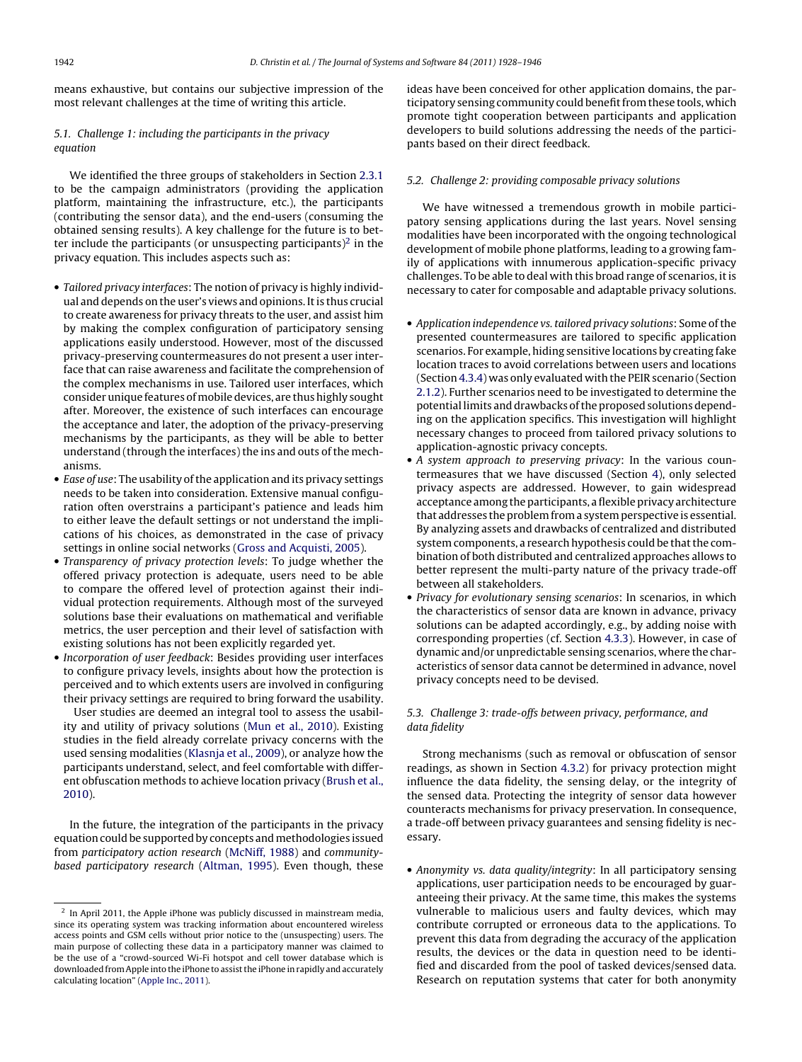means exhaustive, but contains our subjective impression of the most relevant challenges at the time of writing this article.

### 5.1. Challenge 1: including the participants in the privacy equation

We identified the three groups of stakeholders in Section 2.3.1 to be the campaign administrators (providing the application platform, maintaining the infrastructure, etc.), the participants (contributing the sensor data), and the end-users (consuming the obtained sensing results). A key challenge for the future is to better include the participants (or unsuspecting participants)[2] in the privacy equation. This includes aspects such as:

- *Tailored privacy interfaces*: The notion of privacy is highly individual and depends on the user's views and opinions. It is thus crucial to create awareness for privacy threats to the user, and assist him by making the complex configuration of participatory sensing applications easily understood. However, most of the discussed privacy-preserving countermeasures do not present a user interface that can raise awareness and facilitate the comprehension of the complex mechanisms in use. Tailored user interfaces, which consider unique features of mobile devices, are thus highly sought after. Moreover, the existence of such interfaces can encourage the acceptance and later, the adoption of the privacy-preserving mechanisms by the participants, as they will be able to better understand (through the interfaces) the ins and outs of the mechanisms.
- *Ease of use*: The usability of the application and its privacy settings needs to be taken into consideration. Extensive manual configuration often overstrains a participant's patience and leads him to either leave the default settings or not understand the implications of his choices, as demonstrated in the case of privacy settings in online social networks (Gross and Acquisti, 2005).
- *Transparency of privacy protection levels*: To judge whether the offered privacy protection is adequate, users need to be able to compare the offered level of protection against their individual protection requirements. Although most of the surveyed solutions base their evaluations on mathematical and verifiable metrics, the user perception and their level of satisfaction with existing solutions has not been explicitly regarded yet.
- *Incorporation of user feedback*: Besides providing user interfaces to configure privacy levels, insights about how the protection is perceived and to which extents users are involved in configuring their privacy settings are required to bring forward the usability.

  User studies are deemed an integral tool to assess the usability and utility of privacy solutions (Mun et al., 2010). Existing studies in the field already correlate privacy concerns with the used sensing modalities (Klasnja et al., 2009), or analyze how the participants understand, select, and feel comfortable with different obfuscation methods to achieve location privacy (Brush et al., 2010).

In the future, the integration of the participants in the privacy equation could be supported by concepts and methodologies issued from *participatory action research* (McNiff, 1988) and *community-based participatory research* (Altman, 1995). Even though, these ideas have been conceived for other application domains, the participatory sensing community could benefit from these tools, which promote tight cooperation between participants and application developers to build solutions addressing the needs of the participants based on their direct feedback.

### 5.2. Challenge 2: providing composable privacy solutions

We have witnessed a tremendous growth in mobile participatory sensing applications during the last years. Novel sensing modalities have been incorporated with the ongoing technological development of mobile phone platforms, leading to a growing family of applications with innumerous application-specific privacy challenges. To be able to deal with this broad range of scenarios, it is necessary to cater for composable and adaptable privacy solutions.

- *Application independence vs. tailored privacy solutions*: Some of the presented countermeasures are tailored to specific application scenarios. For example, hiding sensitive locations by creating fake location traces to avoid correlations between users and locations (Section 4.3.4) was only evaluated with the PEIR scenario (Section 2.1.2). Further scenarios need to be investigated to determine the potential limits and drawbacks of the proposed solutions depending on the application specifics. This investigation will highlight necessary changes to proceed from tailored privacy solutions to application-agnostic privacy concepts.
- *A system approach to preserving privacy*: In the various countermeasures that we have discussed (Section 4), only selected privacy aspects are addressed. However, to gain widespread acceptance among the participants, a flexible privacy architecture that addresses the problem from a system perspective is essential. By analyzing assets and drawbacks of centralized and distributed system components, a research hypothesis could be that the combination of both distributed and centralized approaches allows to better represent the multi-party nature of the privacy trade-off between all stakeholders.
- *Privacy for evolutionary sensing scenarios*: In scenarios, in which the characteristics of sensor data are known in advance, privacy solutions can be adapted accordingly, e.g., by adding noise with corresponding properties (cf. Section 4.3.3). However, in case of dynamic and/or unpredictable sensing scenarios, where the characteristics of sensor data cannot be determined in advance, novel privacy concepts need to be devised.

### 5.3. Challenge 3: trade-offs between privacy, performance, and data fidelity

Strong mechanisms (such as removal or obfuscation of sensor readings, as shown in Section 4.3.2) for privacy protection might influence the data fidelity, the sensing delay, or the integrity of the sensed data. Protecting the integrity of sensor data however counteracts mechanisms for privacy preservation. In consequence, a trade-off between privacy guarantees and sensing fidelity is necessary.

- *Anonymity vs. data quality/integrity*: In all participatory sensing applications, user participation needs to be encouraged by guaranteeing their privacy. At the same time, this makes the systems vulnerable to malicious users and faulty devices, which may contribute corrupted or erroneous data to the applications. To prevent this data from degrading the accuracy of the application results, the devices or the data in question need to be identified and discarded from the pool of tasked devices/sensed data. Research on reputation systems that cater for both anonymity

[2] In April 2011, the Apple iPhone was publicly discussed in mainstream media, since its operating system was tracking information about encountered wireless access points and GSM cells without prior notice to the (unsuspecting) users. The main purpose of collecting these data in a participatory manner was claimed to be the use of a "crowd-sourced Wi-Fi hotspot and cell tower database which is downloaded from Apple into the iPhone to assist the iPhone in rapidly and accurately calculating location" (Apple Inc., 2011).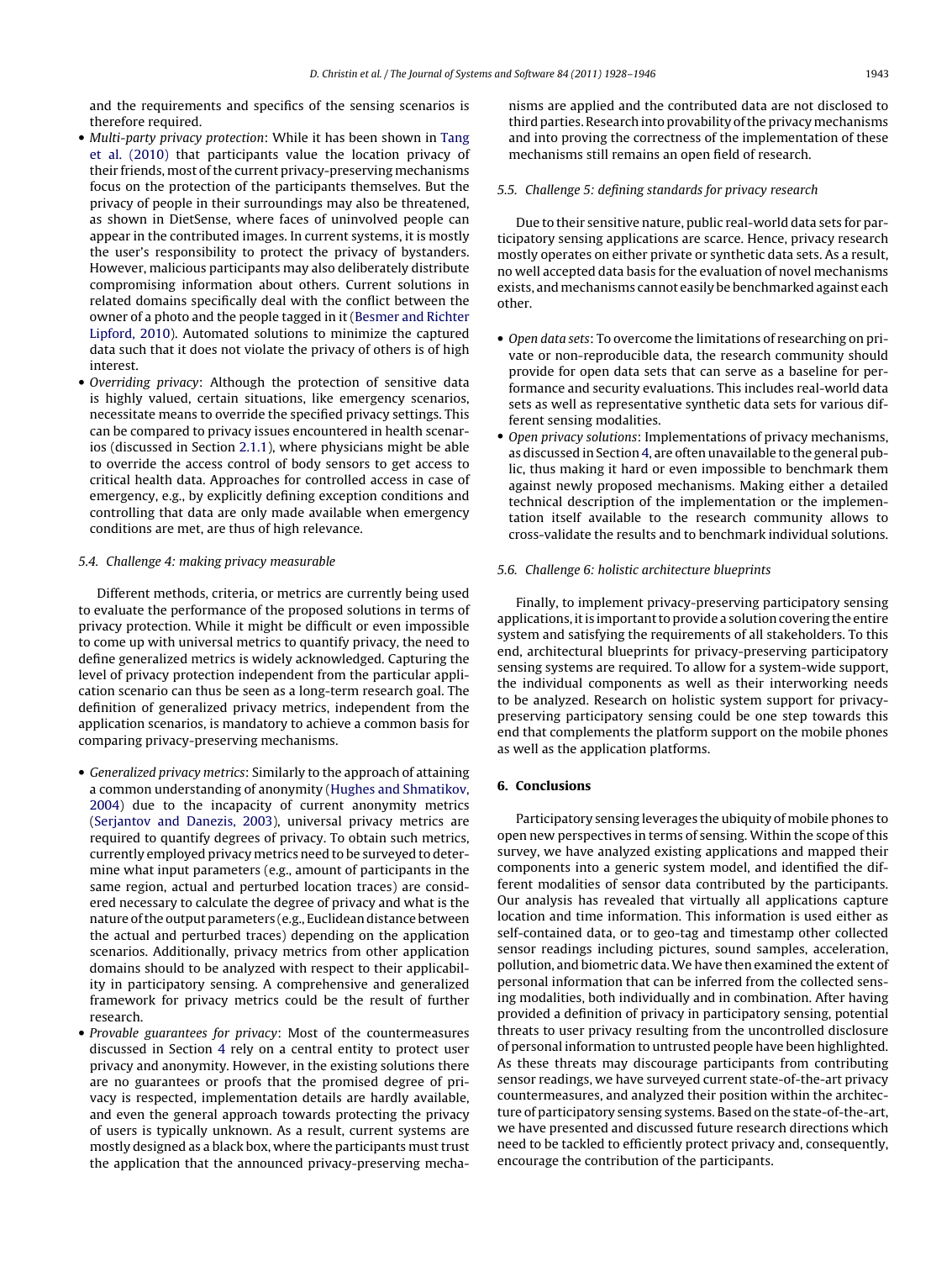and the requirements and specifics of the sensing scenarios is therefore required.

- *Multi-party privacy protection*: While it has been shown in Tang et al. (2010) that participants value the location privacy of their friends, most of the current privacy-preserving mechanisms focus on the protection of the participants themselves. But the privacy of people in their surroundings may also be threatened, as shown in DietSense, where faces of uninvolved people can appear in the contributed images. In current systems, it is mostly the user's responsibility to protect the privacy of bystanders. However, malicious participants may also deliberately distribute compromising information about others. Current solutions in related domains specifically deal with the conflict between the owner of a photo and the people tagged in it (Besmer and Richter Lipford, 2010). Automated solutions to minimize the captured data such that it does not violate the privacy of others is of high interest.
- *Overriding privacy*: Although the protection of sensitive data is highly valued, certain situations, like emergency scenarios, necessitate means to override the specified privacy settings. This can be compared to privacy issues encountered in health scenarios (discussed in Section 2.1.1), where physicians might be able to override the access control of body sensors to get access to critical health data. Approaches for controlled access in case of emergency, e.g., by explicitly defining exception conditions and controlling that data are only made available when emergency conditions are met, are thus of high relevance.

### 5.4. Challenge 4: making privacy measurable

Different methods, criteria, or metrics are currently being used to evaluate the performance of the proposed solutions in terms of privacy protection. While it might be difficult or even impossible to come up with universal metrics to quantify privacy, the need to define generalized metrics is widely acknowledged. Capturing the level of privacy protection independent from the particular application scenario can thus be seen as a long-term research goal. The definition of generalized privacy metrics, independent from the application scenarios, is mandatory to achieve a common basis for comparing privacy-preserving mechanisms.

- *Generalized privacy metrics*: Similarly to the approach of attaining a common understanding of anonymity (Hughes and Shmatikov, 2004) due to the incapacity of current anonymity metrics (Serjantov and Danezis, 2003), universal privacy metrics are required to quantify degrees of privacy. To obtain such metrics, currently employed privacy metrics need to be surveyed to determine what input parameters (e.g., amount of participants in the same region, actual and perturbed location traces) are considered necessary to calculate the degree of privacy and what is the nature of the output parameters (e.g., Euclidean distance between the actual and perturbed traces) depending on the application scenarios. Additionally, privacy metrics from other application domains should to be analyzed with respect to their applicability in participatory sensing. A comprehensive and generalized framework for privacy metrics could be the result of further research.
- *Provable guarantees for privacy*: Most of the countermeasures discussed in Section 4 rely on a central entity to protect user privacy and anonymity. However, in the existing solutions there are no guarantees or proofs that the promised degree of privacy is respected, implementation details are hardly available, and even the general approach towards protecting the privacy of users is typically unknown. As a result, current systems are mostly designed as a black box, where the participants must trust the application that the announced privacy-preserving mechanisms are applied and the contributed data are not disclosed to third parties. Research into provability of the privacy mechanisms and into proving the correctness of the implementation of these mechanisms still remains an open field of research.

### 5.5. Challenge 5: defining standards for privacy research

Due to their sensitive nature, public real-world data sets for participatory sensing applications are scarce. Hence, privacy research mostly operates on either private or synthetic data sets. As a result, no well accepted data basis for the evaluation of novel mechanisms exists, and mechanisms cannot easily be benchmarked against each other.

- *Open data sets*: To overcome the limitations of researching on private or non-reproducible data, the research community should provide for open data sets that can serve as a baseline for performance and security evaluations. This includes real-world data sets as well as representative synthetic data sets for various different sensing modalities.
- *Open privacy solutions*: Implementations of privacy mechanisms, as discussed in Section 4, are often unavailable to the general public, thus making it hard or even impossible to benchmark them against newly proposed mechanisms. Making either a detailed technical description of the implementation or the implementation itself available to the research community allows to cross-validate the results and to benchmark individual solutions.

### 5.6. Challenge 6: holistic architecture blueprints

Finally, to implement privacy-preserving participatory sensing applications, it is important to provide a solution covering the entire system and satisfying the requirements of all stakeholders. To this end, architectural blueprints for privacy-preserving participatory sensing systems are required. To allow for a system-wide support, the individual components as well as their interworking needs to be analyzed. Research on holistic system support for privacy-preserving participatory sensing could be one step towards this end that complements the platform support on the mobile phones as well as the application platforms.

## 6. Conclusions

Participatory sensing leverages the ubiquity of mobile phones to open new perspectives in terms of sensing. Within the scope of this survey, we have analyzed existing applications and mapped their components into a generic system model, and identified the different modalities of sensor data contributed by the participants. Our analysis has revealed that virtually all applications capture location and time information. This information is used either as self-contained data, or to geo-tag and timestamp other collected sensor readings including pictures, sound samples, acceleration, pollution, and biometric data. We have then examined the extent of personal information that can be inferred from the collected sensing modalities, both individually and in combination. After having provided a definition of privacy in participatory sensing, potential threats to user privacy resulting from the uncontrolled disclosure of personal information to untrusted people have been highlighted. As these threats may discourage participants from contributing sensor readings, we have surveyed current state-of-the-art privacy countermeasures, and analyzed their position within the architecture of participatory sensing systems. Based on the state-of-the-art, we have presented and discussed future research directions which need to be tackled to efficiently protect privacy and, consequently, encourage the contribution of the participants.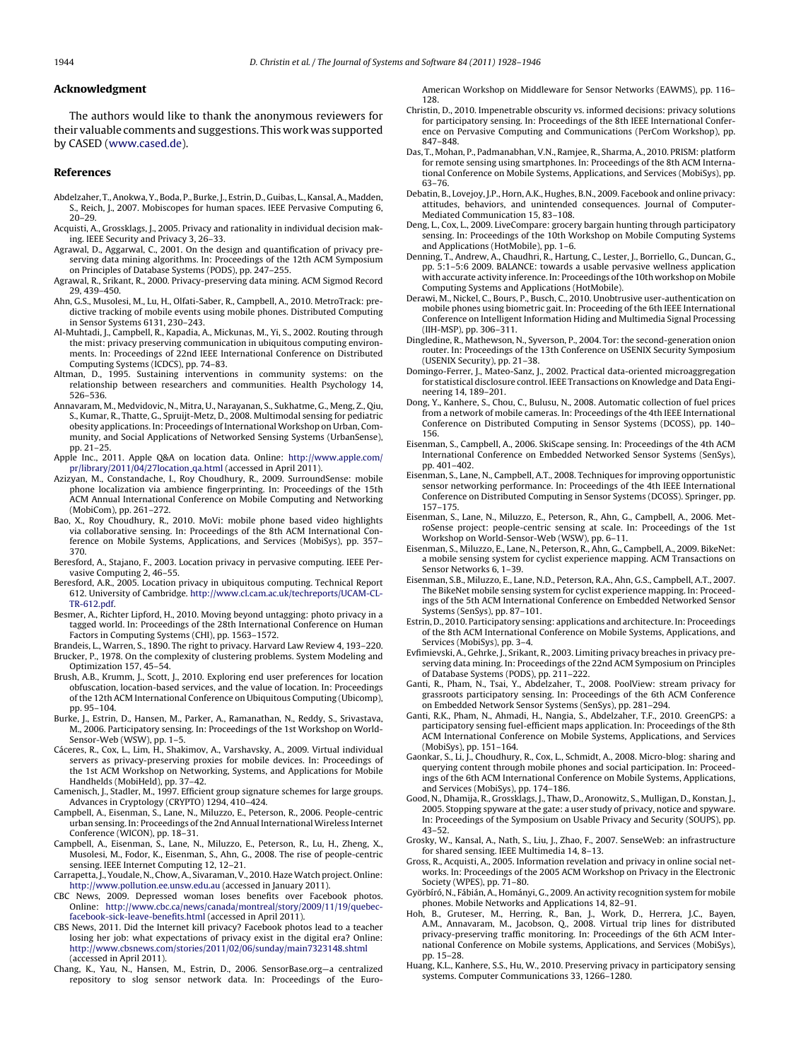## Acknowledgment

The authors would like to thank the anonymous reviewers for their valuable comments and suggestions. This work was supported by CASED (www.cased.de).

## References

Abdelzaher, T., Anokwa, Y., Boda, P., Burke, J., Estrin, D., Guibas, L., Kansal, A., Madden, S., Reich, J., 2007. Mobiscopes for human spaces. IEEE Pervasive Computing 6, 20–29.

Acquisti, A., Grossklags, J., 2005. Privacy and rationality in individual decision making. IEEE Security and Privacy 3, 26–33.

Agrawal, D., Aggarwal, C., 2001. On the design and quantification of privacy preserving data mining algorithms. In: Proceedings of the 12th ACM Symposium on Principles of Database Systems (PODS), pp. 247–255.

Agrawal, R., Srikant, R., 2000. Privacy-preserving data mining. ACM Sigmod Record 29, 439–450.

Ahn, G.S., Musolesi, M., Lu, H., Olfati-Saber, R., Campbell, A., 2010. MetroTrack: predictive tracking of mobile events using mobile phones. Distributed Computing in Sensor Systems 6131, 230–243.

Al-Muhtadi, J., Campbell, R., Kapadia, A., Mickunas, M., Yi, S., 2002. Routing through the mist: privacy preserving communication in ubiquitous computing environments. In: Proceedings of 22nd IEEE International Conference on Distributed Computing Systems (ICDCS), pp. 74–83.

Altman, D., 1995. Sustaining interventions in community systems: on the relationship between researchers and communities. Health Psychology 14, 526–536.

Annavaram, M., Medvidovic, N., Mitra, U., Narayanan, S., Sukhatme, G., Meng, Z., Qiu, S., Kumar, R., Thatte, G., Spruijt-Metz, D., 2008. Multimodal sensing for pediatric obesity applications. In: Proceedings of International Workshop on Urban, Community, and Social Applications of Networked Sensing Systems (UrbanSense), pp. 21–25.

Apple Inc., 2011. Apple Q&A on location data. Online: http://www.apple.com/pr/library/2011/04/27location_qa.html (accessed in April 2011).

Azizyan, M., Constandache, I., Roy Choudhury, R., 2009. SurroundSense: mobile phone localization via ambience fingerprinting. In: Proceedings of the 15th ACM Annual International Conference on Mobile Computing and Networking (MobiCom), pp. 261–272.

Bao, X., Roy Choudhury, R., 2010. MoVi: mobile phone based video highlights via collaborative sensing. In: Proceedings of the 8th ACM International Conference on Mobile Systems, Applications, and Services (MobiSys), pp. 357–370.

Beresford, A., Stajano, F., 2003. Location privacy in pervasive computing. IEEE Pervasive Computing 2, 46–55.

Beresford, A.R., 2005. Location privacy in ubiquitous computing. Technical Report 612. University of Cambridge. http://www.cl.cam.ac.uk/techreports/UCAM-CL-TR-612.pdf.

Besmer, A., Richter Lipford, H., 2010. Moving beyond untagging: photo privacy in a tagged world. In: Proceedings of the 28th International Conference on Human Factors in Computing Systems (CHI), pp. 1563–1572.

Brandeis, L., Warren, S., 1890. The right to privacy. Harvard Law Review 4, 193–220.

Brucker, P., 1978. On the complexity of clustering problems. System Modeling and Optimization 157, 45–54.

Brush, A.B., Krumm, J., Scott, J., 2010. Exploring end user preferences for location obfuscation, location-based services, and the value of location. In: Proceedings of the 12th ACM International Conference on Ubiquitous Computing (Ubicomp), pp. 95–104.

Burke, J., Estrin, D., Hansen, M., Parker, A., Ramanathan, N., Reddy, S., Srivastava, M., 2006. Participatory sensing. In: Proceedings of the 1st Workshop on World-Sensor-Web (WSW), pp. 1–5.

Cáceres, R., Cox, L., Lim, H., Shakimov, A., Varshavsky, A., 2009. Virtual individual servers as privacy-preserving proxies for mobile devices. In: Proceedings of the 1st ACM Workshop on Networking, Systems, and Applications for Mobile Handhelds (MobiHeld), pp. 37–42.

Camenisch, J., Stadler, M., 1997. Efficient group signature schemes for large groups. Advances in Cryptology (CRYPTO) 1294, 410–424.

Campbell, A., Eisenman, S., Lane, N., Miluzzo, E., Peterson, R., 2006. People-centric urban sensing. In: Proceedings of the 2nd Annual International Wireless Internet Conference (WICON), pp. 18–31.

Campbell, A., Eisenman, S., Lane, N., Miluzzo, E., Peterson, R., Lu, H., Zheng, X., Musolesi, M., Fodor, K., Eisenman, S., Ahn, G., 2008. The rise of people-centric sensing. IEEE Internet Computing 12, 12–21.

Carrapetta, J., Youdale, N., Chow, A., Sivaraman, V., 2010. Haze Watch project. Online: http://www.pollution.ee.unsw.edu.au (accessed in January 2011).

CBC News, 2009. Depressed woman loses benefits over Facebook photos. Online: http://www.cbc.ca/news/canada/montreal/story/2009/11/19/quebec-facebook-sick-leave-benefits.html (accessed in April 2011).

CBS News, 2011. Did the Internet kill privacy? Facebook photos lead to a teacher losing her job: what expectations of privacy exist in the digital era? Online: http://www.cbsnews.com/stories/2011/02/06/sunday/main7323148.shtml (accessed in April 2011).

Chang, K., Yau, N., Hansen, M., Estrin, D., 2006. SensorBase.org—a centralized repository to slog sensor network data. In: Proceedings of the Euro-American Workshop on Middleware for Sensor Networks (EAWMS), pp. 116–128.

Christin, D., 2010. Impenetrable obscurity vs. informed decisions: privacy solutions for participatory sensing. In: Proceedings of the 8th IEEE International Conference on Pervasive Computing and Communications (PerCom Workshop), pp. 847–848.

Das, T., Mohan, P., Padmanabhan, V.N., Ramjee, R., Sharma, A., 2010. PRISM: platform for remote sensing using smartphones. In: Proceedings of the 8th ACM International Conference on Mobile Systems, Applications, and Services (MobiSys), pp. 63–76.

Debatin, B., Lovejoy, J.P., Horn, A.K., Hughes, B.N., 2009. Facebook and online privacy: attitudes, behaviors, and unintended consequences. Journal of Computer-Mediated Communication 15, 83–108.

Deng, L., Cox, L., 2009. LiveCompare: grocery bargain hunting through participatory sensing. In: Proceedings of the 10th Workshop on Mobile Computing Systems and Applications (HotMobile), pp. 1–6.

Denning, T., Andrew, A., Chaudhri, R., Hartung, C., Lester, J., Borriello, G., Duncan, G., pp. 5:1–5:6 2009. BALANCE: towards a usable pervasive wellness application with accurate activity inference. In: Proceedings of the 10th workshop on Mobile Computing Systems and Applications (HotMobile).

Derawi, M., Nickel, C., Bours, P., Busch, C., 2010. Unobtrusive user-authentication on mobile phones using biometric gait. In: Proceeding of the 6th IEEE International Conference on Intelligent Information Hiding and Multimedia Signal Processing (IIH-MSP), pp. 306–311.

Dingledine, R., Mathewson, N., Syverson, P., 2004. Tor: the second-generation onion router. In: Proceedings of the 13th Conference on USENIX Security Symposium (USENIX Security), pp. 21–38.

Domingo-Ferrer, J., Mateo-Sanz, J., 2002. Practical data-oriented microaggregation for statistical disclosure control. IEEE Transactions on Knowledge and Data Engineering 14, 189–201.

Dong, Y., Kanhere, S., Chou, C., Bulusu, N., 2008. Automatic collection of fuel prices from a network of mobile cameras. In: Proceedings of the 4th IEEE International Conference on Distributed Computing in Sensor Systems (DCOSS), pp. 140–156.

Eisenman, S., Campbell, A., 2006. SkiScape sensing. In: Proceedings of the 4th ACM International Conference on Embedded Networked Sensor Systems (SenSys), pp. 401–402.

Eisenman, S., Lane, N., Campbell, A.T., 2008. Techniques for improving opportunistic sensor networking performance. In: Proceedings of the 4th IEEE International Conference on Distributed Computing in Sensor Systems (DCOSS). Springer, pp. 157–175.

Eisenman, S., Lane, N., Miluzzo, E., Peterson, R., Ahn, G., Campbell, A., 2006. MetroSense project: people-centric sensing at scale. In: Proceedings of the 1st Workshop on World-Sensor-Web (WSW), pp. 6–11.

Eisenman, S., Miluzzo, E., Lane, N., Peterson, R., Ahn, G., Campbell, A., 2009. BikeNet: a mobile sensing system for cyclist experience mapping. ACM Transactions on Sensor Networks 6, 1–39.

Eisenman, S.B., Miluzzo, E., Lane, N.D., Peterson, R.A., Ahn, G.S., Campbell, A.T., 2007. The BikeNet mobile sensing system for cyclist experience mapping. In: Proceedings of the 5th ACM International Conference on Embedded Networked Sensor Systems (SenSys), pp. 87–101.

Estrin, D., 2010. Participatory sensing: applications and architecture. In: Proceedings of the 8th ACM International Conference on Mobile Systems, Applications, and Services (MobiSys), pp. 3–4.

Evfimievski, A., Gehrke, J., Srikant, R., 2003. Limiting privacy breaches in privacy preserving data mining. In: Proceedings of the 22nd ACM Symposium on Principles of Database Systems (PODS), pp. 211–222.

Ganti, R., Pham, N., Tsai, Y., Abdelzaher, T., 2008. PoolView: stream privacy for grassroots participatory sensing. In: Proceedings of the 6th ACM Conference on Embedded Network Sensor Systems (SenSys), pp. 281–294.

Ganti, R.K., Pham, N., Ahmadi, H., Nangia, S., Abdelzaher, T.F., 2010. GreenGPS: a participatory sensing fuel-efficient maps application. In: Proceedings of the 8th ACM International Conference on Mobile Systems, Applications, and Services (MobiSys), pp. 151–164.

Gaonkar, S., Li, J., Choudhury, R., Cox, L., Schmidt, A., 2008. Micro-blog: sharing and querying content through mobile phones and social participation. In: Proceedings of the 6th ACM International Conference on Mobile Systems, Applications, and Services (MobiSys), pp. 174–186.

Good, N., Dhamija, R., Grossklags, J., Thaw, D., Aronowitz, S., Mulligan, D., Konstan, J., 2005. Stopping spyware at the gate: a user study of privacy, notice and spyware. In: Proceedings of the Symposium on Usable Privacy and Security (SOUPS), pp. 43–52.

Grosky, W., Kansal, A., Nath, S., Liu, J., Zhao, F., 2007. SenseWeb: an infrastructure for shared sensing. IEEE Multimedia 14, 8–13.

Gross, R., Acquisti, A., 2005. Information revelation and privacy in online social networks. In: Proceedings of the 2005 ACM Workshop on Privacy in the Electronic Society (WPES), pp. 71–80.

Györbíró, N., Fábián, A., Hományi, G., 2009. An activity recognition system for mobile phones. Mobile Networks and Applications 14, 82–91.

Hoh, B., Gruteser, M., Herring, R., Ban, J., Work, D., Herrera, J.C., Bayen, A.M., Annavaram, M., Jacobson, Q., 2008. Virtual trip lines for distributed privacy-preserving traffic monitoring. In: Proceedings of the 6th ACM International Conference on Mobile systems, Applications, and Services (MobiSys), pp. 15–28.

Huang, K.L., Kanhere, S.S., Hu, W., 2010. Preserving privacy in participatory sensing systems. Computer Communications 33, 1266–1280.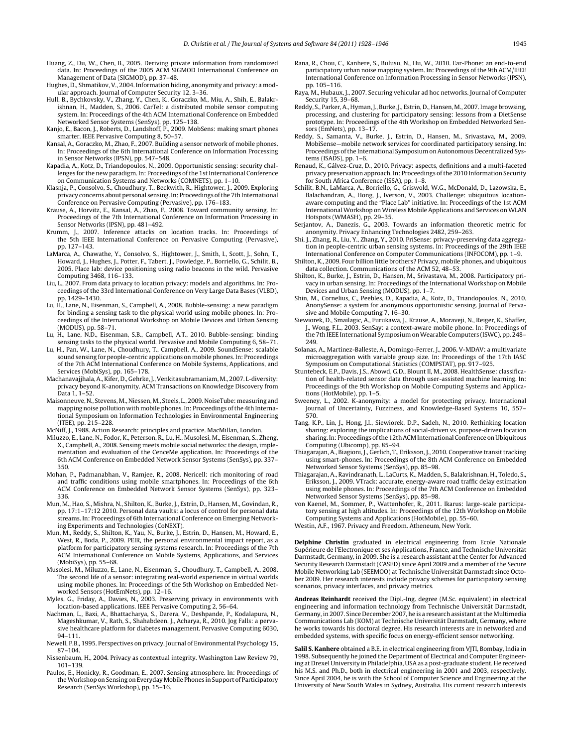Huang, Z., Du, W., Chen, B., 2005. Deriving private information from randomized data. In: Proceedings of the 2005 ACM SIGMOD International Conference on Management of Data (SIGMOD), pp. 37–48.

Hughes, D., Shmatikov, V., 2004. Information hiding, anonymity and privacy: a modular approach. Journal of Computer Security 12, 3–36.

Hull, B., Bychkovsky, V., Zhang, Y., Chen, K., Goraczko, M., Miu, A., Shih, E., Balakrishnan, H., Madden, S., 2006. CarTel: a distributed mobile sensor computing system. In: Proceedings of the 4th ACM International Conference on Embedded Networked Sensor Systems (SenSys), pp. 125–138.

Kanjo, E., Bacon, J., Roberts, D., Landshoff, P., 2009. MobSens: making smart phones smarter. IEEE Pervasive Computing 8, 50–57.

Kansal, A., Goraczko, M., Zhao, F., 2007. Building a sensor network of mobile phones. In: Proceedings of the 6th International Conference on Information Processing in Sensor Networks (IPSN), pp. 547–548.

Kapadia, A., Kotz, D., Triandopoulos, N., 2009. Opportunistic sensing: security challenges for the new paradigm. In: Proceedings of the 1st International Conference on Communication Systems and Networks (COMNETS), pp. 1–10.

Klasnja, P., Consolvo, S., Choudhury, T., Beckwith, R., Hightower, J., 2009. Exploring privacy concerns about personal sensing. In: Proceedings of the 7th International Conference on Pervasive Computing (Pervasive), pp. 176–183.

Krause, A., Horvitz, E., Kansal, A., Zhao, F., 2008. Toward community sensing. In: Proceedings of the 7th International Conference on Information Processing in Sensor Networks (IPSN), pp. 481–492.

Krumm, J., 2007. Inference attacks on location tracks. In: Proceedings of the 5th IEEE International Conference on Pervasive Computing (Pervasive), pp. 127–143.

LaMarca, A., Chawathe, Y., Consolvo, S., Hightower, J., Smith, I., Scott, J., Sohn, T., Howard, J., Hughes, J., Potter, F., Tabert, J., Powledge, P., Borriello, G., Schilit, B., 2005. Place lab: device positioning using radio beacons in the wild. Pervasive Computing 3468, 116–133.

Liu, L., 2007. From data privacy to location privacy: models and algorithms. In: Proceedings of the 33rd International Conference on Very Large Data Bases (VLBD), pp. 1429–1430.

Lu, H., Lane, N., Eisenman, S., Campbell, A., 2008. Bubble-sensing: a new paradigm for binding a sensing task to the physical world using mobile phones. In: Proceedings of the International Workshop on Mobile Devices and Urban Sensing (MODUS), pp. 58–71.

Lu, H., Lane, N.D., Eisenman, S.B., Campbell, A.T., 2010. Bubble-sensing: binding sensing tasks to the physical world. Pervasive and Mobile Computing 6, 58–71.

Lu, H., Pan, W., Lane, N., Choudhury, T., Campbell, A., 2009. SoundSense: scalable sound sensing for people-centric applications on mobile phones. In: Proceedings of the 7th ACM International Conference on Mobile Systems, Applications, and Services (MobiSys), pp. 165–178.

Machanavajjhala, A., Kifer, D., Gehrke, J., Venkitasubramaniam, M., 2007. L-diversity: privacy beyond K-anonymity. ACM Transactions on Knowledge Discovery from Data 1, 1–52.

Maisonneuve, N., Stevens, M., Niessen, M., Steels, L., 2009. NoiseTube: measuring and mapping noise pollution with mobile phones. In: Proceedings of the 4th International Symposium on Information Technologies in Environmental Engineering (ITEE), pp. 215–228.

McNiff, J., 1988. Action Research: principles and practice. MacMillan, London.

Miluzzo, E., Lane, N., Fodor, K., Peterson, R., Lu, H., Musolesi, M., Eisenman, S., Zheng, X., Campbell, A., 2008. Sensing meets mobile social networks: the design, implementation and evaluation of the CenceMe application. In: Proceedings of the 6th ACM Conference on Embedded Network Sensor Systems (SenSys), pp. 337–350.

Mohan, P., Padmanabhan, V., Ramjee, R., 2008. Nericell: rich monitoring of road and traffic conditions using mobile smartphones. In: Proceedings of the 6th ACM Conference on Embedded Network Sensor Systems (SenSys), pp. 323–336.

Mun, M., Hao, S., Mishra, N., Shilton, K., Burke, J., Estrin, D., Hansen, M., Govindan, R., pp. 17:1–17:12 2010. Personal data vaults: a locus of control for personal data streams. In: Proceedings of 6th International Conference on Emerging Networking Experiments and Technologies (CoNEXT).

Mun, M., Reddy, S., Shilton, K., Yau, N., Burke, J., Estrin, D., Hansen, M., Howard, E., West, R., Boda, P., 2009. PEIR, the personal environmental impact report, as a platform for participatory sensing systems research. In: Proceedings of the 7th ACM International Conference on Mobile Systems, Applications, and Services (MobiSys), pp. 55–68.

Musolesi, M., Miluzzo, E., Lane, N., Eisenman, S., Choudhury, T., Campbell, A., 2008. The second life of a sensor: integrating real-world experience in virtual worlds using mobile phones. In: Proceedings of the 5th Workshop on Embedded Networked Sensors (HotEmNets), pp. 12–16.

Myles, G., Friday, A., Davies, N., 2003. Preserving privacy in environments with location-based applications. IEEE Pervasive Computing 2, 56–64.

Nachman, L., Baxi, A., Bhattacharya, S., Darera, V., Deshpande, P., Kodalapura, N., Mageshkumar, V., Rath, S., Shahabdeen, J., Acharya, R., 2010. Jog Falls: a pervasive healthcare platform for diabetes management. Pervasive Computing 6030, 94–111.

Newell, P.B., 1995. Perspectives on privacy. Journal of Environmental Psychology 15, 87–104.

Nissenbaum, H., 2004. Privacy as contextual integrity. Washington Law Review 79, 101–139.

Paulos, E., Honicky, R., Goodman, E., 2007. Sensing atmosphere. In: Proceedings of the Workshop on Sensing on Everyday Mobile Phones in Support of Participatory Research (SenSys Workshop), pp. 15–16.

Rana, R., Chou, C., Kanhere, S., Bulusu, N., Hu, W., 2010. Ear-Phone: an end-to-end participatory urban noise mapping system. In: Proceedings of the 9th ACM/IEEE International Conference on Information Processing in Sensor Networks (IPSN), pp. 105–116.

Raya, M., Hubaux, J., 2007. Securing vehicular ad hoc networks. Journal of Computer Security 15, 39–68.

Reddy, S., Parker, A., Hyman, J., Burke, J., Estrin, D., Hansen, M., 2007. Image browsing, processing, and clustering for participatory sensing: lessons from a DietSense prototype. In: Proceedings of the 4th Workshop on Embedded Networked Sensors (EmNets), pp. 13–17.

Reddy, S., Samanta, V., Burke, J., Estrin, D., Hansen, M., Srivastava, M., 2009. MobiSense—mobile network services for coordinated participatory sensing. In: Proceedings of the International Symposium on Autonomous Decentralized Systems (ISADS), pp. 1–6.

Renaud, K., Gálvez-Cruz, D., 2010. Privacy: aspects, definitions and a multi-faceted privacy preservation approach. In: Proceedings of the 2010 Information Security for South Africa Conference (ISSA), pp. 1–8.

Schilit, B.N., LaMarca, A., Borriello, G., Griswold, W.G., McDonald, D., Lazowska, E., Balachandran, A., Hong, J., Iverson, V., 2003. Challenge: ubiquitous location-aware computing and the "Place Lab" initiative. In: Proceedings of the 1st ACM International Workshop on Wireless Mobile Applications and Services on WLAN Hotspots (WMASH), pp. 29–35.

Serjantov, A., Danezis, G., 2003. Towards an information theoretic metric for anonymity. Privacy Enhancing Technologies 2482, 259–263.

Shi, J., Zhang, R., Liu, Y., Zhang, Y., 2010. PriSense: privacy-preserving data aggregation in people-centric urban sensing systems. In: Proceedings of the 29th IEEE International Conference on Computer Communications (INFOCOM), pp. 1–9.

Shilton, K., 2009. Four billion little brothers? Privacy, mobile phones, and ubiquitous data collection. Communications of the ACM 52, 48–53.

Shilton, K., Burke, J., Estrin, D., Hansen, M., Srivastava, M., 2008. Participatory privacy in urban sensing. In: Proceedings of the International Workshop on Mobile Devices and Urban Sensing (MODUS), pp. 1–7.

Shin, M., Cornelius, C., Peebles, D., Kapadia, A., Kotz, D., Triandopoulos, N., 2010. AnonySense: a system for anonymous opportunistic sensing. Journal of Pervasive and Mobile Computing 7, 16–30.

Siewiorek, D., Smailagic, A., Furukawa, J., Krause, A., Moraveji, N., Reiger, K., Shaffer, J., Wong, F.L., 2003. SenSay: a context-aware mobile phone. In: Proceedings of the 7th IEEE International Symposium on Wearable Computers (ISWC), pp. 248–249.

Solanas, A., Martinez-Balleste, A., Domingo-Ferrer, J., 2006. V-MDAV: a multivariate microaggregation with variable group size. In: Proceedings of the 17th IASC Symposium on Computational Statistics (COMPSTAT), pp. 917–925.

Stuntebeck, E.P., Davis, J.S., Abowd, G.D., Blount II, M., 2008. HealthSense: classification of health-related sensor data through user-assisted machine learning. In: Proceedings of the 9th Workshop on Mobile Computing Systems and Applications (HotMobile), pp. 1–5.

Sweeney, L., 2002. K-anonymity: a model for protecting privacy. International Journal of Uncertainty, Fuzziness, and Knowledge-Based Systems 10, 557–570.

Tang, K.P., Lin, J., Hong, J.I., Siewiorek, D.P., Sadeh, N., 2010. Rethinking location sharing: exploring the implications of social-driven vs. purpose-driven location sharing. In: Proceedings of the 12th ACM International Conference on Ubiquitous Computing (Ubicomp), pp. 85–94.

Thiagarajan, A., Biagioni, J., Gerlich, T., Eriksson, J., 2010. Cooperative transit tracking using smart-phones. In: Proceedings of the 8th ACM Conference on Embedded Networked Sensor Systems (SenSys), pp. 85–98.

Thiagarajan, A., Ravindranath, L., LaCurts, K., Madden, S., Balakrishnan, H., Toledo, S., Eriksson, J., 2009. VTrack: accurate, energy-aware road traffic delay estimation using mobile phones. In: Proceedings of the 7th ACM Conference on Embedded Networked Sensor Systems (SenSys), pp. 85–98.

von Kaenel, M., Sommer, P., Wattenhofer, R., 2011. Ikarus: large-scale participatory sensing at high altitudes. In: Proceedings of the 12th Workshop on Mobile Computing Systems and Applications (HotMobile), pp. 55–60.

Westin, A.F., 1967. Privacy and Freedom. Atheneum, New York.

**Delphine Christin** graduated in electrical engineering from Ecole Nationale Supérieure de l'Electronique et ses Applications, France, and Technische Universität Darmstadt, Germany, in 2009. She is a research assistant at the Center for Advanced Security Research Darmstadt (CASED) since April 2009 and a member of the Secure Mobile Networking Lab (SEEMOO) at Technische Universität Darmstadt since October 2009. Her research interests include privacy schemes for participatory sensing scenarios, privacy interfaces, and privacy metrics.

**Andreas Reinhardt** received the Dipl.-Ing. degree (M.Sc. equivalent) in electrical engineering and information technology from Technische Universität Darmstadt, Germany, in 2007. Since December 2007, he is a research assistant at the Multimedia Communications Lab (KOM) at Technische Universität Darmstadt, Germany, where he works towards his doctoral degree. His research interests are in networked and embedded systems, with specific focus on energy-efficient sensor networking.

**Salil S. Kanhere** obtained a B.E. in electrical engineering from VJTI, Bombay, India in 1998. Subsequently he joined the Department of Electrical and Computer Engineering at Drexel University in Philadelphia, USA as a post-graduate student. He received his M.S. and Ph.D., both in electrical engineering in 2001 and 2003, respectively. Since April 2004, he is with the School of Computer Science and Engineering at the University of New South Wales in Sydney, Australia. His current research interests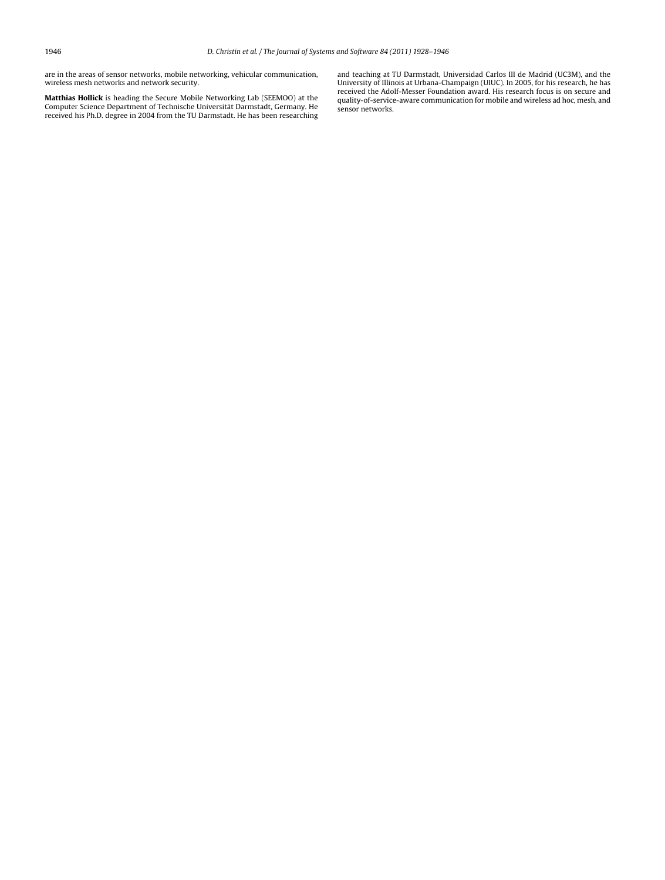are in the areas of sensor networks, mobile networking, vehicular communication, wireless mesh networks and network security.

**Matthias Hollick** is heading the Secure Mobile Networking Lab (SEEMOO) at the Computer Science Department of Technische Universität Darmstadt, Germany. He received his Ph.D. degree in 2004 from the TU Darmstadt. He has been researching and teaching at TU Darmstadt, Universidad Carlos III de Madrid (UC3M), and the University of Illinois at Urbana-Champaign (UIUC). In 2005, for his research, he has received the Adolf-Messer Foundation award. His research focus is on secure and quality-of-service-aware communication for mobile and wireless ad hoc, mesh, and sensor networks.